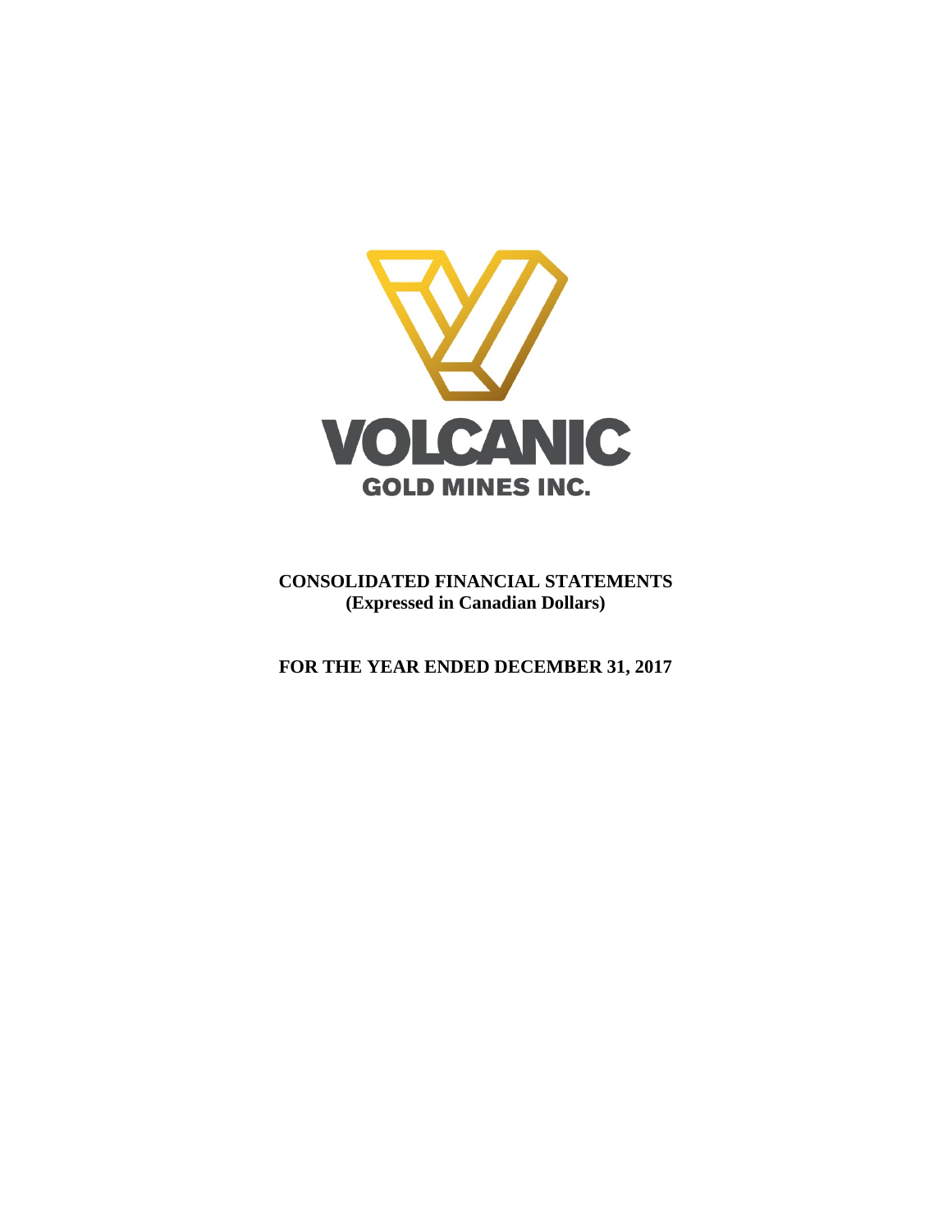VOLCANIC

GOLD MINES INC.

**CONSOLIDATED FINANCIAL STATEMENTS**
**(Expressed in Canadian Dollars)**

**FOR THE YEAR ENDED DECEMBER 31, 2017**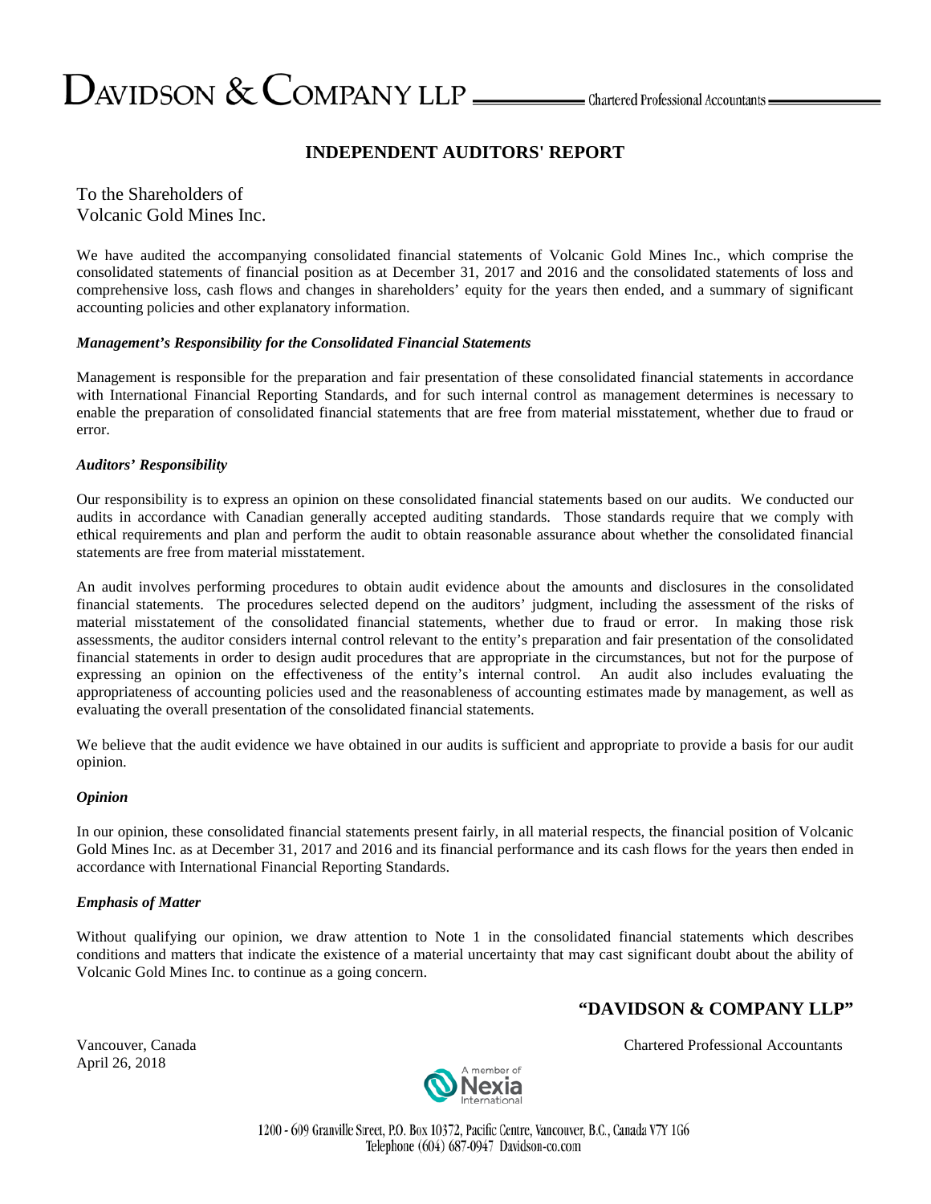# DAVIDSON & COMPANY LLP

Chartered Professional Accountants

## INDEPENDENT AUDITORS' REPORT

To the Shareholders of
Volcanic Gold Mines Inc.

We have audited the accompanying consolidated financial statements of Volcanic Gold Mines Inc., which comprise the consolidated statements of financial position as at December 31, 2017 and 2016 and the consolidated statements of loss and comprehensive loss, cash flows and changes in shareholders' equity for the years then ended, and a summary of significant accounting policies and other explanatory information.

***Management's Responsibility for the Consolidated Financial Statements***

Management is responsible for the preparation and fair presentation of these consolidated financial statements in accordance with International Financial Reporting Standards, and for such internal control as management determines is necessary to enable the preparation of consolidated financial statements that are free from material misstatement, whether due to fraud or error.

***Auditors' Responsibility***

Our responsibility is to express an opinion on these consolidated financial statements based on our audits. We conducted our audits in accordance with Canadian generally accepted auditing standards. Those standards require that we comply with ethical requirements and plan and perform the audit to obtain reasonable assurance about whether the consolidated financial statements are free from material misstatement.

An audit involves performing procedures to obtain audit evidence about the amounts and disclosures in the consolidated financial statements. The procedures selected depend on the auditors' judgment, including the assessment of the risks of material misstatement of the consolidated financial statements, whether due to fraud or error. In making those risk assessments, the auditor considers internal control relevant to the entity's preparation and fair presentation of the consolidated financial statements in order to design audit procedures that are appropriate in the circumstances, but not for the purpose of expressing an opinion on the effectiveness of the entity's internal control. An audit also includes evaluating the appropriateness of accounting policies used and the reasonableness of accounting estimates made by management, as well as evaluating the overall presentation of the consolidated financial statements.

We believe that the audit evidence we have obtained in our audits is sufficient and appropriate to provide a basis for our audit opinion.

***Opinion***

In our opinion, these consolidated financial statements present fairly, in all material respects, the financial position of Volcanic Gold Mines Inc. as at December 31, 2017 and 2016 and its financial performance and its cash flows for the years then ended in accordance with International Financial Reporting Standards.

***Emphasis of Matter***

Without qualifying our opinion, we draw attention to Note 1 in the consolidated financial statements which describes conditions and matters that indicate the existence of a material uncertainty that may cast significant doubt about the ability of Volcanic Gold Mines Inc. to continue as a going concern.

**"DAVIDSON & COMPANY LLP"**

Vancouver, Canada
April 26, 2018

Chartered Professional Accountants

A member of Nexia International

1200 - 609 Granville Street, P.O. Box 10372, Pacific Centre, Vancouver, B.C., Canada V7Y 1G6
Telephone (604) 687-0947 Davidson-co.com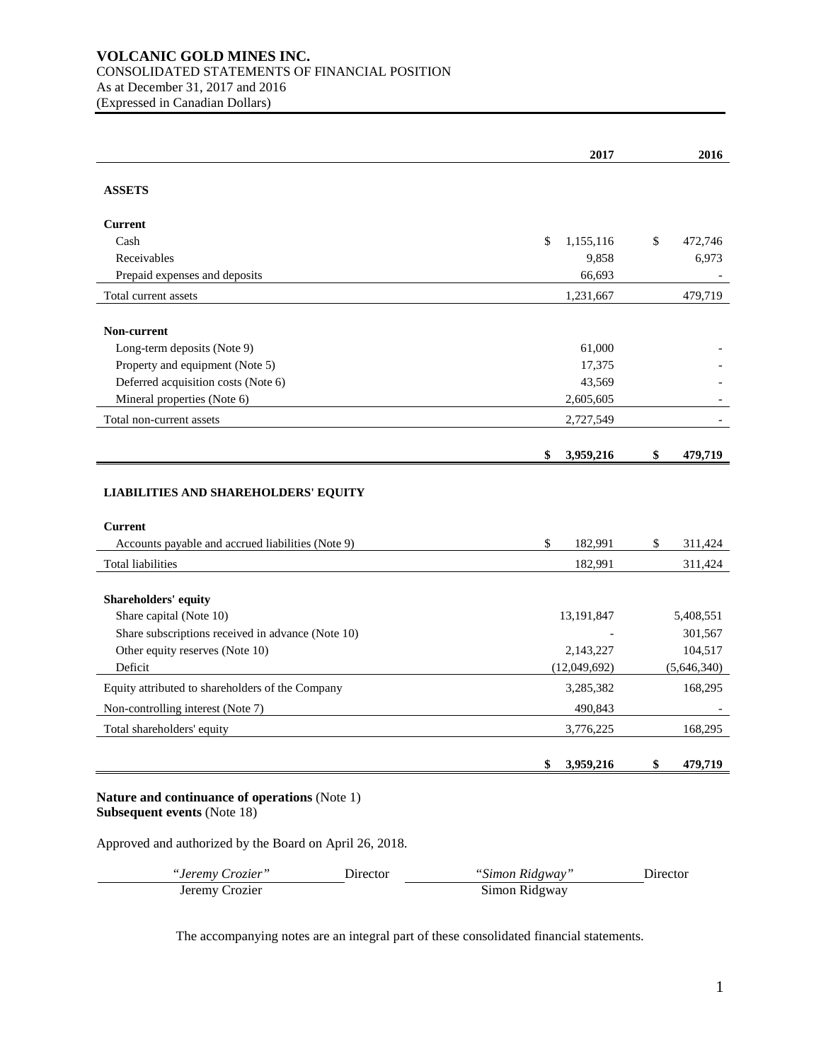# VOLCANIC GOLD MINES INC.

CONSOLIDATED STATEMENTS OF FINANCIAL POSITION
As at December 31, 2017 and 2016
(Expressed in Canadian Dollars)

| | 2017 | 2016 |
|---|---|---|
| **ASSETS** | | |
| **Current** | | |
| Cash | $ 1,155,116 | $ 472,746 |
| Receivables | 9,858 | 6,973 |
| Prepaid expenses and deposits | 66,693 | - |
| Total current assets | 1,231,667 | 479,719 |
| **Non-current** | | |
| Long-term deposits (Note 9) | 61,000 | - |
| Property and equipment (Note 5) | 17,375 | - |
| Deferred acquisition costs (Note 6) | 43,569 | - |
| Mineral properties (Note 6) | 2,605,605 | - |
| Total non-current assets | 2,727,549 | - |
| | **$ 3,959,216** | **$ 479,719** |
| **LIABILITIES AND SHAREHOLDERS' EQUITY** | | |
| **Current** | | |
| Accounts payable and accrued liabilities (Note 9) | $ 182,991 | $ 311,424 |
| Total liabilities | 182,991 | 311,424 |
| **Shareholders' equity** | | |
| Share capital (Note 10) | 13,191,847 | 5,408,551 |
| Share subscriptions received in advance (Note 10) | - | 301,567 |
| Other equity reserves (Note 10) | 2,143,227 | 104,517 |
| Deficit | (12,049,692) | (5,646,340) |
| Equity attributed to shareholders of the Company | 3,285,382 | 168,295 |
| Non-controlling interest (Note 7) | 490,843 | - |
| Total shareholders' equity | 3,776,225 | 168,295 |
| | **$ 3,959,216** | **$ 479,719** |

**Nature and continuance of operations** (Note 1)
**Subsequent events** (Note 18)

Approved and authorized by the Board on April 26, 2018.

| *"Jeremy Crozier"* | Director | *"Simon Ridgway"* | Director |
|---|---|---|---|
| Jeremy Crozier | | Simon Ridgway | |

The accompanying notes are an integral part of these consolidated financial statements.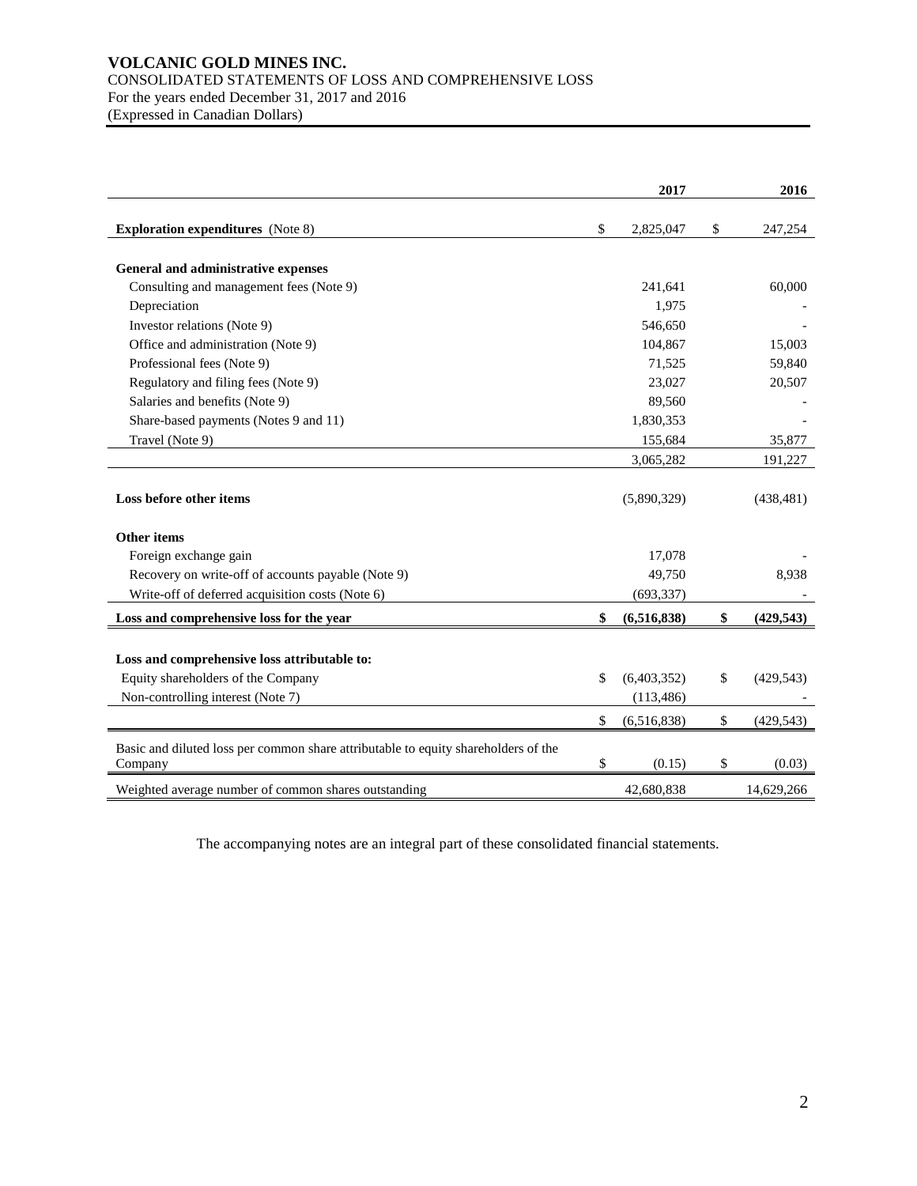# VOLCANIC GOLD MINES INC.

CONSOLIDATED STATEMENTS OF LOSS AND COMPREHENSIVE LOSS
For the years ended December 31, 2017 and 2016
(Expressed in Canadian Dollars)

| | 2017 | 2016 |
|---|---|---|
| **Exploration expenditures** (Note 8) | $ 2,825,047 | $ 247,254 |
| **General and administrative expenses** | | |
| Consulting and management fees (Note 9) | 241,641 | 60,000 |
| Depreciation | 1,975 | - |
| Investor relations (Note 9) | 546,650 | - |
| Office and administration (Note 9) | 104,867 | 15,003 |
| Professional fees (Note 9) | 71,525 | 59,840 |
| Regulatory and filing fees (Note 9) | 23,027 | 20,507 |
| Salaries and benefits (Note 9) | 89,560 | - |
| Share-based payments (Notes 9 and 11) | 1,830,353 | - |
| Travel (Note 9) | 155,684 | 35,877 |
| | 3,065,282 | 191,227 |
| **Loss before other items** | (5,890,329) | (438,481) |
| **Other items** | | |
| Foreign exchange gain | 17,078 | - |
| Recovery on write-off of accounts payable (Note 9) | 49,750 | 8,938 |
| Write-off of deferred acquisition costs (Note 6) | (693,337) | - |
| **Loss and comprehensive loss for the year** | **$ (6,516,838)** | **$ (429,543)** |
| **Loss and comprehensive loss attributable to:** | | |
| Equity shareholders of the Company | $ (6,403,352) | $ (429,543) |
| Non-controlling interest (Note 7) | (113,486) | - |
| | $ (6,516,838) | $ (429,543) |
| Basic and diluted loss per common share attributable to equity shareholders of the Company | $ (0.15) | $ (0.03) |
| Weighted average number of common shares outstanding | 42,680,838 | 14,629,266 |

The accompanying notes are an integral part of these consolidated financial statements.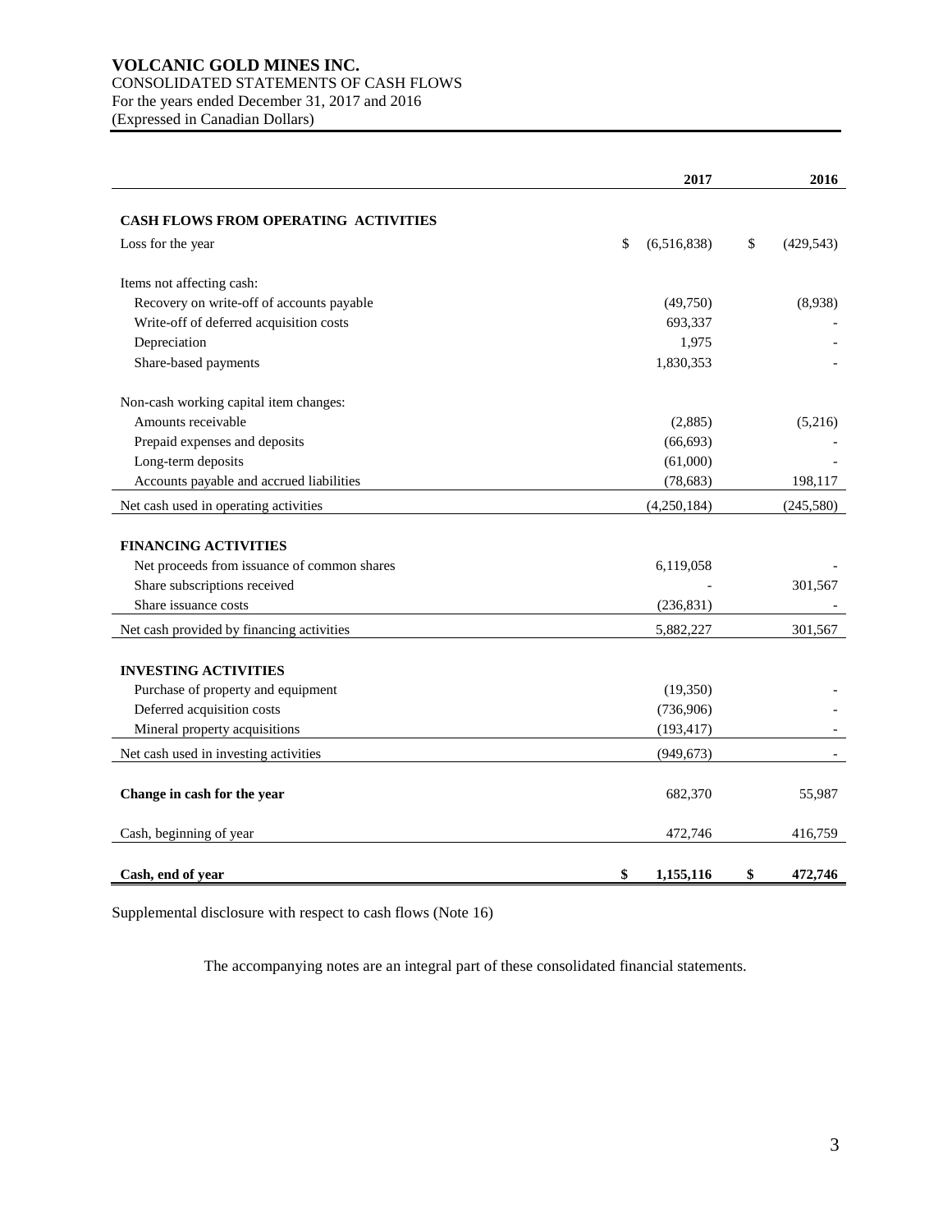# VOLCANIC GOLD MINES INC.

CONSOLIDATED STATEMENTS OF CASH FLOWS
For the years ended December 31, 2017 and 2016
(Expressed in Canadian Dollars)

| | 2017 | 2016 |
|---|---|---|
| **CASH FLOWS FROM OPERATING ACTIVITIES** | | |
| Loss for the year | $ (6,516,838) | $ (429,543) |
| Items not affecting cash: | | |
| Recovery on write-off of accounts payable | (49,750) | (8,938) |
| Write-off of deferred acquisition costs | 693,337 | - |
| Depreciation | 1,975 | - |
| Share-based payments | 1,830,353 | - |
| Non-cash working capital item changes: | | |
| Amounts receivable | (2,885) | (5,216) |
| Prepaid expenses and deposits | (66,693) | - |
| Long-term deposits | (61,000) | - |
| Accounts payable and accrued liabilities | (78,683) | 198,117 |
| Net cash used in operating activities | (4,250,184) | (245,580) |
| **FINANCING ACTIVITIES** | | |
| Net proceeds from issuance of common shares | 6,119,058 | - |
| Share subscriptions received | - | 301,567 |
| Share issuance costs | (236,831) | - |
| Net cash provided by financing activities | 5,882,227 | 301,567 |
| **INVESTING ACTIVITIES** | | |
| Purchase of property and equipment | (19,350) | - |
| Deferred acquisition costs | (736,906) | - |
| Mineral property acquisitions | (193,417) | - |
| Net cash used in investing activities | (949,673) | - |
| **Change in cash for the year** | 682,370 | 55,987 |
| Cash, beginning of year | 472,746 | 416,759 |
| **Cash, end of year** | **$ 1,155,116** | **$ 472,746** |

Supplemental disclosure with respect to cash flows (Note 16)

The accompanying notes are an integral part of these consolidated financial statements.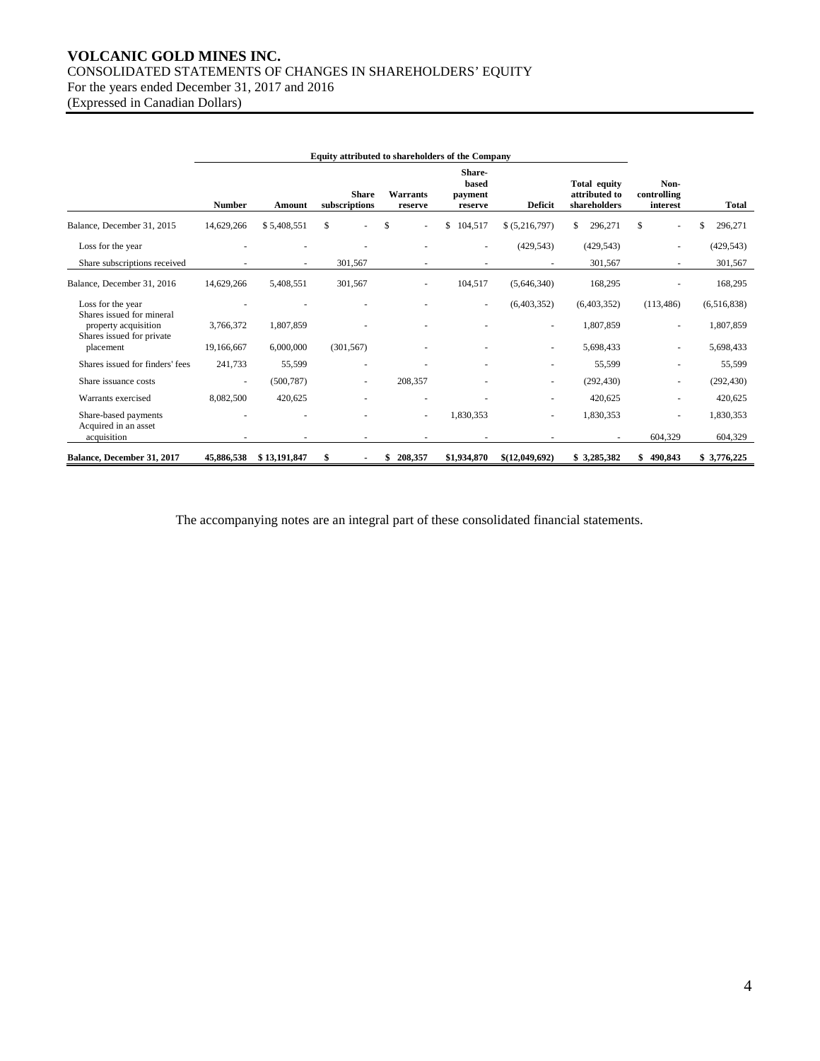# VOLCANIC GOLD MINES INC.

CONSOLIDATED STATEMENTS OF CHANGES IN SHAREHOLDERS' EQUITY
For the years ended December 31, 2017 and 2016
(Expressed in Canadian Dollars)

| | Equity attributed to shareholders of the Company | | | | | | | | |
|---|---|---|---|---|---|---|---|---|---|
| | **Number** | **Amount** | **Share subscriptions** | **Warrants reserve** | **Share-based payment reserve** | **Deficit** | **Total equity attributed to shareholders** | **Non-controlling interest** | **Total** |
| Balance, December 31, 2015 | 14,629,266 | $ 5,408,551 | $ - | $ - | $ 104,517 | $ (5,216,797) | $ 296,271 | $ - | $ 296,271 |
| Loss for the year | - | - | - | - | - | (429,543) | (429,543) | - | (429,543) |
| Share subscriptions received | - | - | 301,567 | - | - | - | 301,567 | - | 301,567 |
| Balance, December 31, 2016 | 14,629,266 | 5,408,551 | 301,567 | - | 104,517 | (5,646,340) | 168,295 | - | 168,295 |
| Loss for the year | - | - | - | - | - | (6,403,352) | (6,403,352) | (113,486) | (6,516,838) |
| Shares issued for mineral property acquisition | 3,766,372 | 1,807,859 | - | - | - | - | 1,807,859 | - | 1,807,859 |
| Shares issued for private placement | 19,166,667 | 6,000,000 | (301,567) | - | - | - | 5,698,433 | - | 5,698,433 |
| Shares issued for finders' fees | 241,733 | 55,599 | - | - | - | - | 55,599 | - | 55,599 |
| Share issuance costs | - | (500,787) | - | 208,357 | - | - | (292,430) | - | (292,430) |
| Warrants exercised | 8,082,500 | 420,625 | - | - | - | - | 420,625 | - | 420,625 |
| Share-based payments | - | - | - | - | 1,830,353 | - | 1,830,353 | - | 1,830,353 |
| Acquired in an asset acquisition | - | - | - | - | - | - | - | 604,329 | 604,329 |
| **Balance, December 31, 2017** | **45,886,538** | **$ 13,191,847** | **$ -** | **$ 208,357** | **$1,934,870** | **$(12,049,692)** | **$ 3,285,382** | **$ 490,843** | **$ 3,776,225** |

The accompanying notes are an integral part of these consolidated financial statements.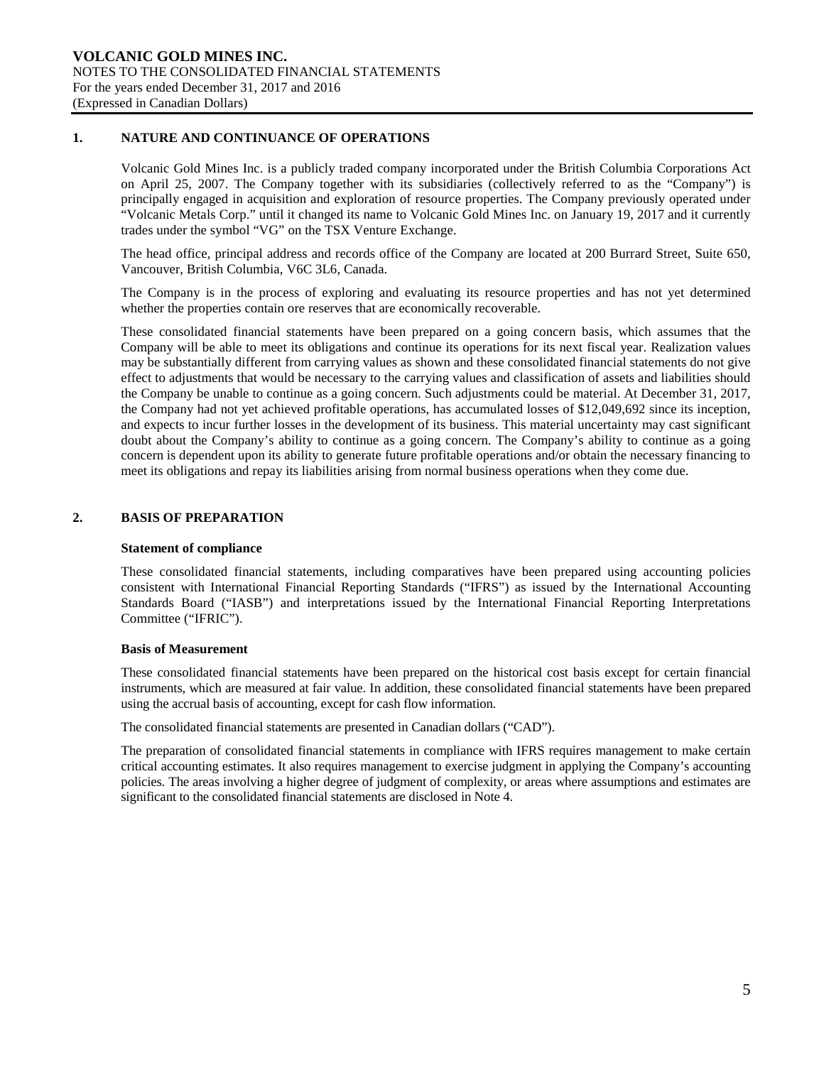## 1. NATURE AND CONTINUANCE OF OPERATIONS

Volcanic Gold Mines Inc. is a publicly traded company incorporated under the British Columbia Corporations Act on April 25, 2007. The Company together with its subsidiaries (collectively referred to as the "Company") is principally engaged in acquisition and exploration of resource properties. The Company previously operated under "Volcanic Metals Corp." until it changed its name to Volcanic Gold Mines Inc. on January 19, 2017 and it currently trades under the symbol "VG" on the TSX Venture Exchange.

The head office, principal address and records office of the Company are located at 200 Burrard Street, Suite 650, Vancouver, British Columbia, V6C 3L6, Canada.

The Company is in the process of exploring and evaluating its resource properties and has not yet determined whether the properties contain ore reserves that are economically recoverable.

These consolidated financial statements have been prepared on a going concern basis, which assumes that the Company will be able to meet its obligations and continue its operations for its next fiscal year. Realization values may be substantially different from carrying values as shown and these consolidated financial statements do not give effect to adjustments that would be necessary to the carrying values and classification of assets and liabilities should the Company be unable to continue as a going concern. Such adjustments could be material. At December 31, 2017, the Company had not yet achieved profitable operations, has accumulated losses of $12,049,692 since its inception, and expects to incur further losses in the development of its business. This material uncertainty may cast significant doubt about the Company's ability to continue as a going concern. The Company's ability to continue as a going concern is dependent upon its ability to generate future profitable operations and/or obtain the necessary financing to meet its obligations and repay its liabilities arising from normal business operations when they come due.

## 2. BASIS OF PREPARATION

### Statement of compliance

These consolidated financial statements, including comparatives have been prepared using accounting policies consistent with International Financial Reporting Standards ("IFRS") as issued by the International Accounting Standards Board ("IASB") and interpretations issued by the International Financial Reporting Interpretations Committee ("IFRIC").

### Basis of Measurement

These consolidated financial statements have been prepared on the historical cost basis except for certain financial instruments, which are measured at fair value. In addition, these consolidated financial statements have been prepared using the accrual basis of accounting, except for cash flow information.

The consolidated financial statements are presented in Canadian dollars ("CAD").

The preparation of consolidated financial statements in compliance with IFRS requires management to make certain critical accounting estimates. It also requires management to exercise judgment in applying the Company's accounting policies. The areas involving a higher degree of judgment of complexity, or areas where assumptions and estimates are significant to the consolidated financial statements are disclosed in Note 4.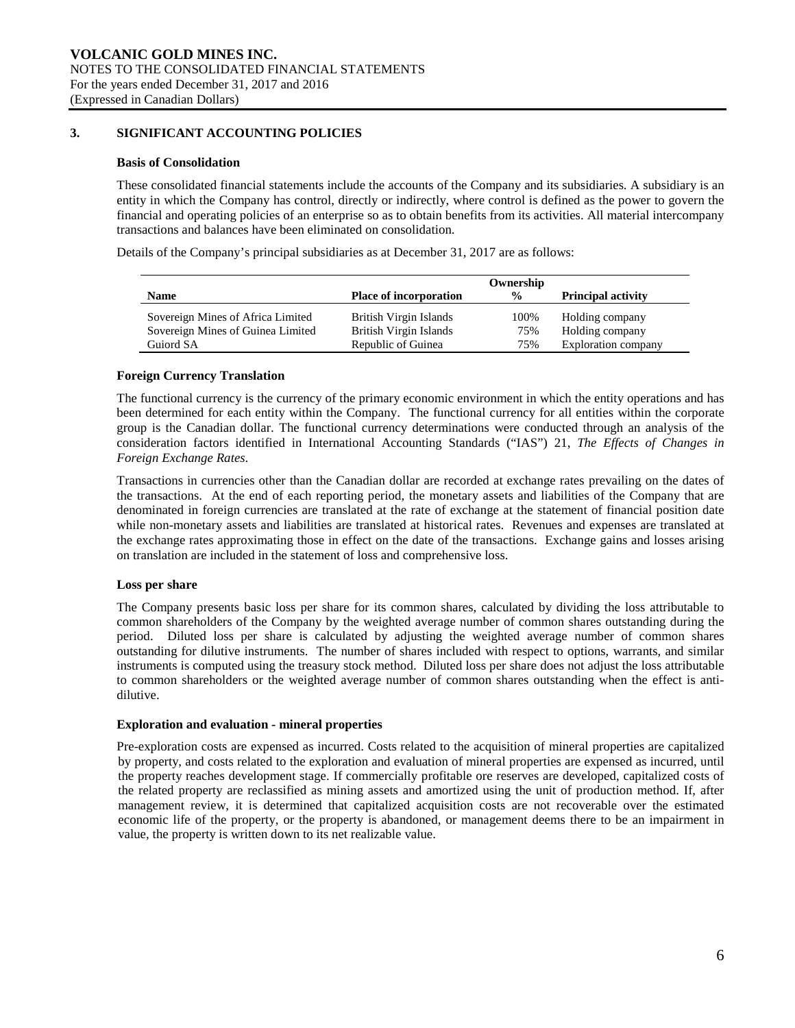## 3. SIGNIFICANT ACCOUNTING POLICIES

### Basis of Consolidation

These consolidated financial statements include the accounts of the Company and its subsidiaries. A subsidiary is an entity in which the Company has control, directly or indirectly, where control is defined as the power to govern the financial and operating policies of an enterprise so as to obtain benefits from its activities. All material intercompany transactions and balances have been eliminated on consolidation.

Details of the Company's principal subsidiaries as at December 31, 2017 are as follows:

| Name | Place of incorporation | Ownership % | Principal activity |
|---|---|---|---|
| Sovereign Mines of Africa Limited | British Virgin Islands | 100% | Holding company |
| Sovereign Mines of Guinea Limited | British Virgin Islands | 75% | Holding company |
| Guiord SA | Republic of Guinea | 75% | Exploration company |

### Foreign Currency Translation

The functional currency is the currency of the primary economic environment in which the entity operations and has been determined for each entity within the Company. The functional currency for all entities within the corporate group is the Canadian dollar. The functional currency determinations were conducted through an analysis of the consideration factors identified in International Accounting Standards ("IAS") 21, *The Effects of Changes in Foreign Exchange Rates*.

Transactions in currencies other than the Canadian dollar are recorded at exchange rates prevailing on the dates of the transactions. At the end of each reporting period, the monetary assets and liabilities of the Company that are denominated in foreign currencies are translated at the rate of exchange at the statement of financial position date while non-monetary assets and liabilities are translated at historical rates. Revenues and expenses are translated at the exchange rates approximating those in effect on the date of the transactions. Exchange gains and losses arising on translation are included in the statement of loss and comprehensive loss.

### Loss per share

The Company presents basic loss per share for its common shares, calculated by dividing the loss attributable to common shareholders of the Company by the weighted average number of common shares outstanding during the period. Diluted loss per share is calculated by adjusting the weighted average number of common shares outstanding for dilutive instruments. The number of shares included with respect to options, warrants, and similar instruments is computed using the treasury stock method. Diluted loss per share does not adjust the loss attributable to common shareholders or the weighted average number of common shares outstanding when the effect is anti-dilutive.

### Exploration and evaluation - mineral properties

Pre-exploration costs are expensed as incurred. Costs related to the acquisition of mineral properties are capitalized by property, and costs related to the exploration and evaluation of mineral properties are expensed as incurred, until the property reaches development stage. If commercially profitable ore reserves are developed, capitalized costs of the related property are reclassified as mining assets and amortized using the unit of production method. If, after management review, it is determined that capitalized acquisition costs are not recoverable over the estimated economic life of the property, or the property is abandoned, or management deems there to be an impairment in value, the property is written down to its net realizable value.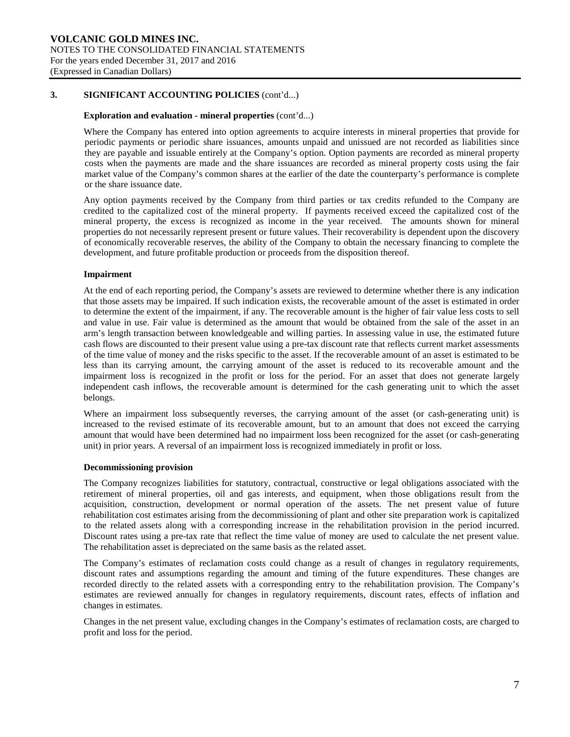## 3. SIGNIFICANT ACCOUNTING POLICIES (cont'd...)

**Exploration and evaluation - mineral properties** (cont'd...)

Where the Company has entered into option agreements to acquire interests in mineral properties that provide for periodic payments or periodic share issuances, amounts unpaid and unissued are not recorded as liabilities since they are payable and issuable entirely at the Company's option. Option payments are recorded as mineral property costs when the payments are made and the share issuances are recorded as mineral property costs using the fair market value of the Company's common shares at the earlier of the date the counterparty's performance is complete or the share issuance date.

Any option payments received by the Company from third parties or tax credits refunded to the Company are credited to the capitalized cost of the mineral property. If payments received exceed the capitalized cost of the mineral property, the excess is recognized as income in the year received. The amounts shown for mineral properties do not necessarily represent present or future values. Their recoverability is dependent upon the discovery of economically recoverable reserves, the ability of the Company to obtain the necessary financing to complete the development, and future profitable production or proceeds from the disposition thereof.

**Impairment**

At the end of each reporting period, the Company's assets are reviewed to determine whether there is any indication that those assets may be impaired. If such indication exists, the recoverable amount of the asset is estimated in order to determine the extent of the impairment, if any. The recoverable amount is the higher of fair value less costs to sell and value in use. Fair value is determined as the amount that would be obtained from the sale of the asset in an arm's length transaction between knowledgeable and willing parties. In assessing value in use, the estimated future cash flows are discounted to their present value using a pre-tax discount rate that reflects current market assessments of the time value of money and the risks specific to the asset. If the recoverable amount of an asset is estimated to be less than its carrying amount, the carrying amount of the asset is reduced to its recoverable amount and the impairment loss is recognized in the profit or loss for the period. For an asset that does not generate largely independent cash inflows, the recoverable amount is determined for the cash generating unit to which the asset belongs.

Where an impairment loss subsequently reverses, the carrying amount of the asset (or cash-generating unit) is increased to the revised estimate of its recoverable amount, but to an amount that does not exceed the carrying amount that would have been determined had no impairment loss been recognized for the asset (or cash-generating unit) in prior years. A reversal of an impairment loss is recognized immediately in profit or loss.

**Decommissioning provision**

The Company recognizes liabilities for statutory, contractual, constructive or legal obligations associated with the retirement of mineral properties, oil and gas interests, and equipment, when those obligations result from the acquisition, construction, development or normal operation of the assets. The net present value of future rehabilitation cost estimates arising from the decommissioning of plant and other site preparation work is capitalized to the related assets along with a corresponding increase in the rehabilitation provision in the period incurred. Discount rates using a pre-tax rate that reflect the time value of money are used to calculate the net present value. The rehabilitation asset is depreciated on the same basis as the related asset.

The Company's estimates of reclamation costs could change as a result of changes in regulatory requirements, discount rates and assumptions regarding the amount and timing of the future expenditures. These changes are recorded directly to the related assets with a corresponding entry to the rehabilitation provision. The Company's estimates are reviewed annually for changes in regulatory requirements, discount rates, effects of inflation and changes in estimates.

Changes in the net present value, excluding changes in the Company's estimates of reclamation costs, are charged to profit and loss for the period.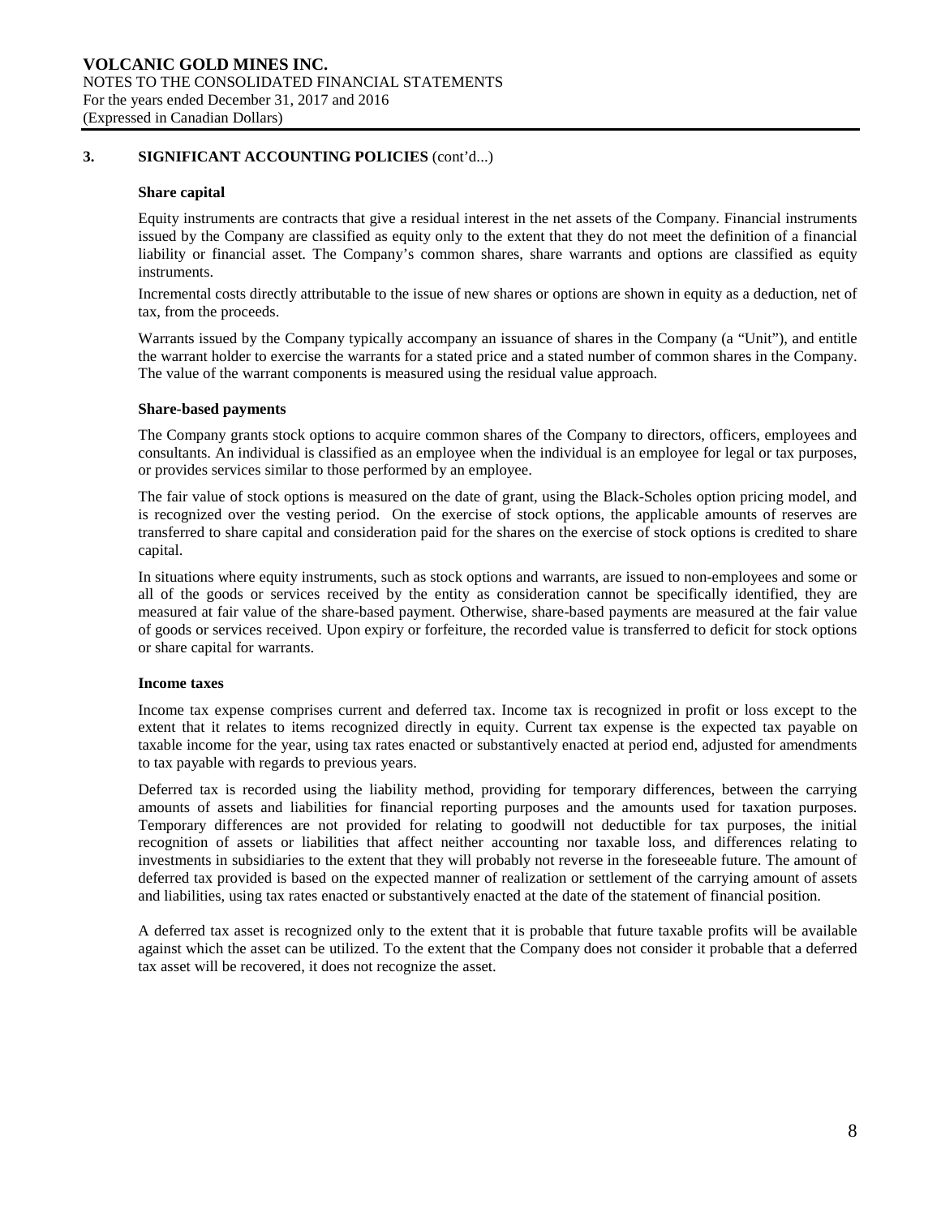## 3. SIGNIFICANT ACCOUNTING POLICIES (cont'd...)

### Share capital

Equity instruments are contracts that give a residual interest in the net assets of the Company. Financial instruments issued by the Company are classified as equity only to the extent that they do not meet the definition of a financial liability or financial asset. The Company's common shares, share warrants and options are classified as equity instruments.

Incremental costs directly attributable to the issue of new shares or options are shown in equity as a deduction, net of tax, from the proceeds.

Warrants issued by the Company typically accompany an issuance of shares in the Company (a "Unit"), and entitle the warrant holder to exercise the warrants for a stated price and a stated number of common shares in the Company. The value of the warrant components is measured using the residual value approach.

### Share-based payments

The Company grants stock options to acquire common shares of the Company to directors, officers, employees and consultants. An individual is classified as an employee when the individual is an employee for legal or tax purposes, or provides services similar to those performed by an employee.

The fair value of stock options is measured on the date of grant, using the Black-Scholes option pricing model, and is recognized over the vesting period. On the exercise of stock options, the applicable amounts of reserves are transferred to share capital and consideration paid for the shares on the exercise of stock options is credited to share capital.

In situations where equity instruments, such as stock options and warrants, are issued to non-employees and some or all of the goods or services received by the entity as consideration cannot be specifically identified, they are measured at fair value of the share-based payment. Otherwise, share-based payments are measured at the fair value of goods or services received. Upon expiry or forfeiture, the recorded value is transferred to deficit for stock options or share capital for warrants.

### Income taxes

Income tax expense comprises current and deferred tax. Income tax is recognized in profit or loss except to the extent that it relates to items recognized directly in equity. Current tax expense is the expected tax payable on taxable income for the year, using tax rates enacted or substantively enacted at period end, adjusted for amendments to tax payable with regards to previous years.

Deferred tax is recorded using the liability method, providing for temporary differences, between the carrying amounts of assets and liabilities for financial reporting purposes and the amounts used for taxation purposes. Temporary differences are not provided for relating to goodwill not deductible for tax purposes, the initial recognition of assets or liabilities that affect neither accounting nor taxable loss, and differences relating to investments in subsidiaries to the extent that they will probably not reverse in the foreseeable future. The amount of deferred tax provided is based on the expected manner of realization or settlement of the carrying amount of assets and liabilities, using tax rates enacted or substantively enacted at the date of the statement of financial position.

A deferred tax asset is recognized only to the extent that it is probable that future taxable profits will be available against which the asset can be utilized. To the extent that the Company does not consider it probable that a deferred tax asset will be recovered, it does not recognize the asset.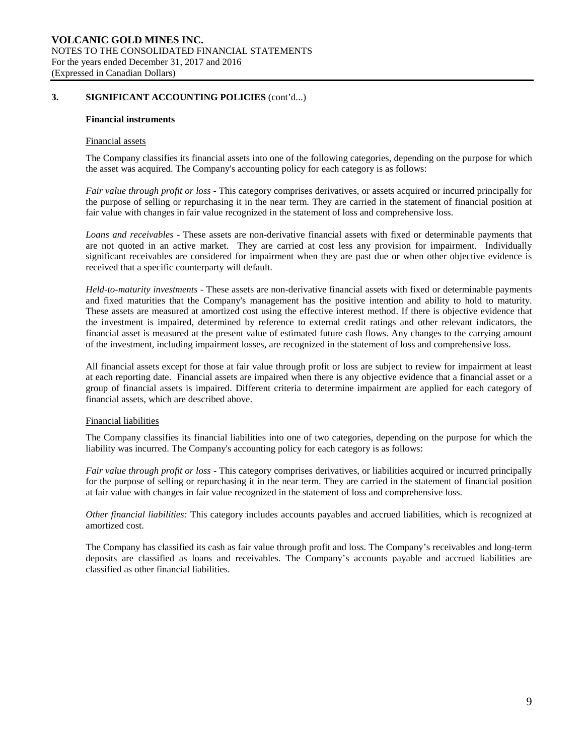## 3. SIGNIFICANT ACCOUNTING POLICIES (cont'd...)

### Financial instruments

Financial assets

The Company classifies its financial assets into one of the following categories, depending on the purpose for which the asset was acquired. The Company's accounting policy for each category is as follows:

*Fair value through profit or loss* - This category comprises derivatives, or assets acquired or incurred principally for the purpose of selling or repurchasing it in the near term. They are carried in the statement of financial position at fair value with changes in fair value recognized in the statement of loss and comprehensive loss.

*Loans and receivables* - These assets are non-derivative financial assets with fixed or determinable payments that are not quoted in an active market. They are carried at cost less any provision for impairment. Individually significant receivables are considered for impairment when they are past due or when other objective evidence is received that a specific counterparty will default.

*Held-to-maturity investments* - These assets are non-derivative financial assets with fixed or determinable payments and fixed maturities that the Company's management has the positive intention and ability to hold to maturity. These assets are measured at amortized cost using the effective interest method. If there is objective evidence that the investment is impaired, determined by reference to external credit ratings and other relevant indicators, the financial asset is measured at the present value of estimated future cash flows. Any changes to the carrying amount of the investment, including impairment losses, are recognized in the statement of loss and comprehensive loss.

All financial assets except for those at fair value through profit or loss are subject to review for impairment at least at each reporting date. Financial assets are impaired when there is any objective evidence that a financial asset or a group of financial assets is impaired. Different criteria to determine impairment are applied for each category of financial assets, which are described above.

Financial liabilities

The Company classifies its financial liabilities into one of two categories, depending on the purpose for which the liability was incurred. The Company's accounting policy for each category is as follows:

*Fair value through profit or loss* - This category comprises derivatives, or liabilities acquired or incurred principally for the purpose of selling or repurchasing it in the near term. They are carried in the statement of financial position at fair value with changes in fair value recognized in the statement of loss and comprehensive loss.

*Other financial liabilities:* This category includes accounts payables and accrued liabilities, which is recognized at amortized cost.

The Company has classified its cash as fair value through profit and loss. The Company's receivables and long-term deposits are classified as loans and receivables. The Company's accounts payable and accrued liabilities are classified as other financial liabilities.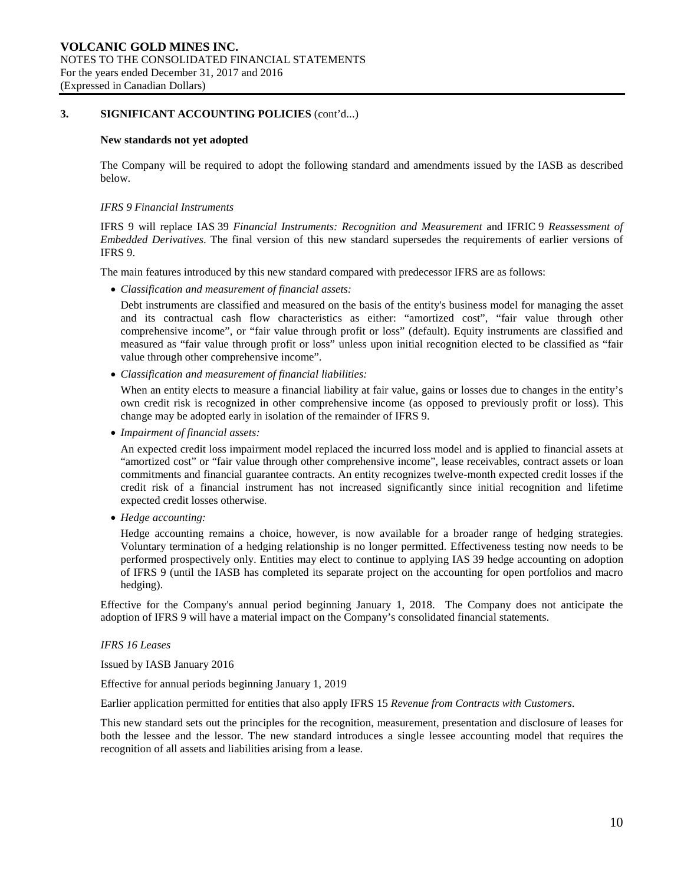### 3. SIGNIFICANT ACCOUNTING POLICIES (cont'd...)

**New standards not yet adopted**

The Company will be required to adopt the following standard and amendments issued by the IASB as described below.

*IFRS 9 Financial Instruments*

IFRS 9 will replace IAS 39 *Financial Instruments: Recognition and Measurement* and IFRIC 9 *Reassessment of Embedded Derivatives*. The final version of this new standard supersedes the requirements of earlier versions of IFRS 9.

The main features introduced by this new standard compared with predecessor IFRS are as follows:

- *Classification and measurement of financial assets:*

  Debt instruments are classified and measured on the basis of the entity's business model for managing the asset and its contractual cash flow characteristics as either: "amortized cost", "fair value through other comprehensive income", or "fair value through profit or loss" (default). Equity instruments are classified and measured as "fair value through profit or loss" unless upon initial recognition elected to be classified as "fair value through other comprehensive income".

- *Classification and measurement of financial liabilities:*

  When an entity elects to measure a financial liability at fair value, gains or losses due to changes in the entity's own credit risk is recognized in other comprehensive income (as opposed to previously profit or loss). This change may be adopted early in isolation of the remainder of IFRS 9.

- *Impairment of financial assets:*

  An expected credit loss impairment model replaced the incurred loss model and is applied to financial assets at "amortized cost" or "fair value through other comprehensive income", lease receivables, contract assets or loan commitments and financial guarantee contracts. An entity recognizes twelve-month expected credit losses if the credit risk of a financial instrument has not increased significantly since initial recognition and lifetime expected credit losses otherwise.

- *Hedge accounting:*

  Hedge accounting remains a choice, however, is now available for a broader range of hedging strategies. Voluntary termination of a hedging relationship is no longer permitted. Effectiveness testing now needs to be performed prospectively only. Entities may elect to continue to applying IAS 39 hedge accounting on adoption of IFRS 9 (until the IASB has completed its separate project on the accounting for open portfolios and macro hedging).

Effective for the Company's annual period beginning January 1, 2018. The Company does not anticipate the adoption of IFRS 9 will have a material impact on the Company's consolidated financial statements.

*IFRS 16 Leases*

Issued by IASB January 2016

Effective for annual periods beginning January 1, 2019

Earlier application permitted for entities that also apply IFRS 15 *Revenue from Contracts with Customers*.

This new standard sets out the principles for the recognition, measurement, presentation and disclosure of leases for both the lessee and the lessor. The new standard introduces a single lessee accounting model that requires the recognition of all assets and liabilities arising from a lease.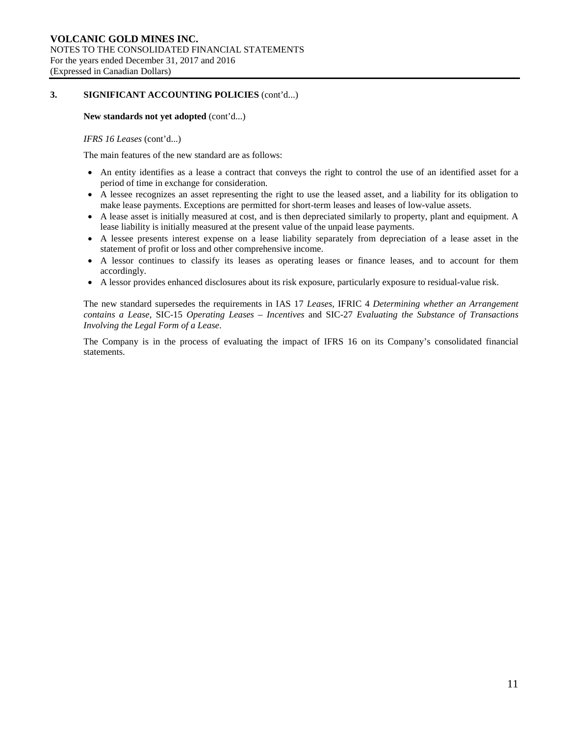## 3. SIGNIFICANT ACCOUNTING POLICIES (cont'd...)

**New standards not yet adopted** (cont'd...)

*IFRS 16 Leases* (cont'd...)

The main features of the new standard are as follows:

- An entity identifies as a lease a contract that conveys the right to control the use of an identified asset for a period of time in exchange for consideration.
- A lessee recognizes an asset representing the right to use the leased asset, and a liability for its obligation to make lease payments. Exceptions are permitted for short-term leases and leases of low-value assets.
- A lease asset is initially measured at cost, and is then depreciated similarly to property, plant and equipment. A lease liability is initially measured at the present value of the unpaid lease payments.
- A lessee presents interest expense on a lease liability separately from depreciation of a lease asset in the statement of profit or loss and other comprehensive income.
- A lessor continues to classify its leases as operating leases or finance leases, and to account for them accordingly.
- A lessor provides enhanced disclosures about its risk exposure, particularly exposure to residual-value risk.

The new standard supersedes the requirements in IAS 17 *Leases*, IFRIC 4 *Determining whether an Arrangement contains a Lease*, SIC-15 *Operating Leases – Incentives* and SIC-27 *Evaluating the Substance of Transactions Involving the Legal Form of a Lease*.

The Company is in the process of evaluating the impact of IFRS 16 on its Company's consolidated financial statements.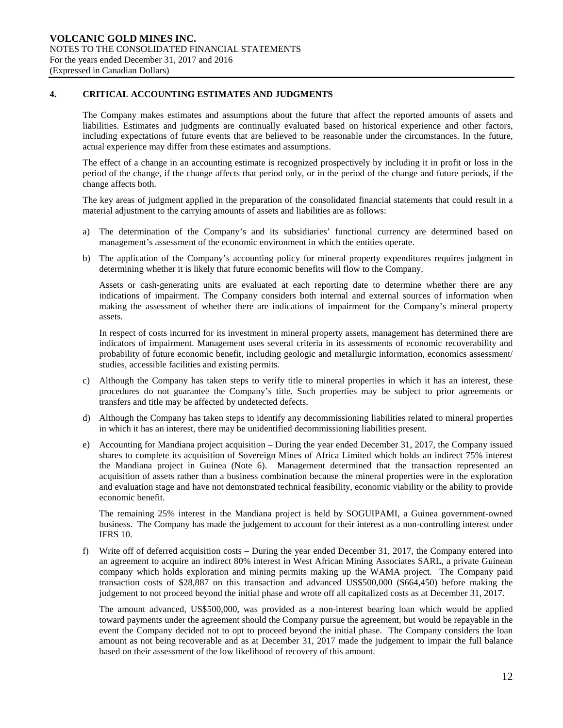## 4. CRITICAL ACCOUNTING ESTIMATES AND JUDGMENTS

The Company makes estimates and assumptions about the future that affect the reported amounts of assets and liabilities. Estimates and judgments are continually evaluated based on historical experience and other factors, including expectations of future events that are believed to be reasonable under the circumstances. In the future, actual experience may differ from these estimates and assumptions.

The effect of a change in an accounting estimate is recognized prospectively by including it in profit or loss in the period of the change, if the change affects that period only, or in the period of the change and future periods, if the change affects both.

The key areas of judgment applied in the preparation of the consolidated financial statements that could result in a material adjustment to the carrying amounts of assets and liabilities are as follows:

a) The determination of the Company's and its subsidiaries' functional currency are determined based on management's assessment of the economic environment in which the entities operate.

b) The application of the Company's accounting policy for mineral property expenditures requires judgment in determining whether it is likely that future economic benefits will flow to the Company.

   Assets or cash-generating units are evaluated at each reporting date to determine whether there are any indications of impairment. The Company considers both internal and external sources of information when making the assessment of whether there are indications of impairment for the Company's mineral property assets.

   In respect of costs incurred for its investment in mineral property assets, management has determined there are indicators of impairment. Management uses several criteria in its assessments of economic recoverability and probability of future economic benefit, including geologic and metallurgic information, economics assessment/ studies, accessible facilities and existing permits.

c) Although the Company has taken steps to verify title to mineral properties in which it has an interest, these procedures do not guarantee the Company's title. Such properties may be subject to prior agreements or transfers and title may be affected by undetected defects.

d) Although the Company has taken steps to identify any decommissioning liabilities related to mineral properties in which it has an interest, there may be unidentified decommissioning liabilities present.

e) Accounting for Mandiana project acquisition – During the year ended December 31, 2017, the Company issued shares to complete its acquisition of Sovereign Mines of Africa Limited which holds an indirect 75% interest the Mandiana project in Guinea (Note 6). Management determined that the transaction represented an acquisition of assets rather than a business combination because the mineral properties were in the exploration and evaluation stage and have not demonstrated technical feasibility, economic viability or the ability to provide economic benefit.

   The remaining 25% interest in the Mandiana project is held by SOGUIPAMI, a Guinea government-owned business. The Company has made the judgement to account for their interest as a non-controlling interest under IFRS 10.

f) Write off of deferred acquisition costs – During the year ended December 31, 2017, the Company entered into an agreement to acquire an indirect 80% interest in West African Mining Associates SARL, a private Guinean company which holds exploration and mining permits making up the WAMA project. The Company paid transaction costs of $28,887 on this transaction and advanced US$500,000 ($664,450) before making the judgement to not proceed beyond the initial phase and wrote off all capitalized costs as at December 31, 2017.

   The amount advanced, US$500,000, was provided as a non-interest bearing loan which would be applied toward payments under the agreement should the Company pursue the agreement, but would be repayable in the event the Company decided not to opt to proceed beyond the initial phase. The Company considers the loan amount as not being recoverable and as at December 31, 2017 made the judgement to impair the full balance based on their assessment of the low likelihood of recovery of this amount.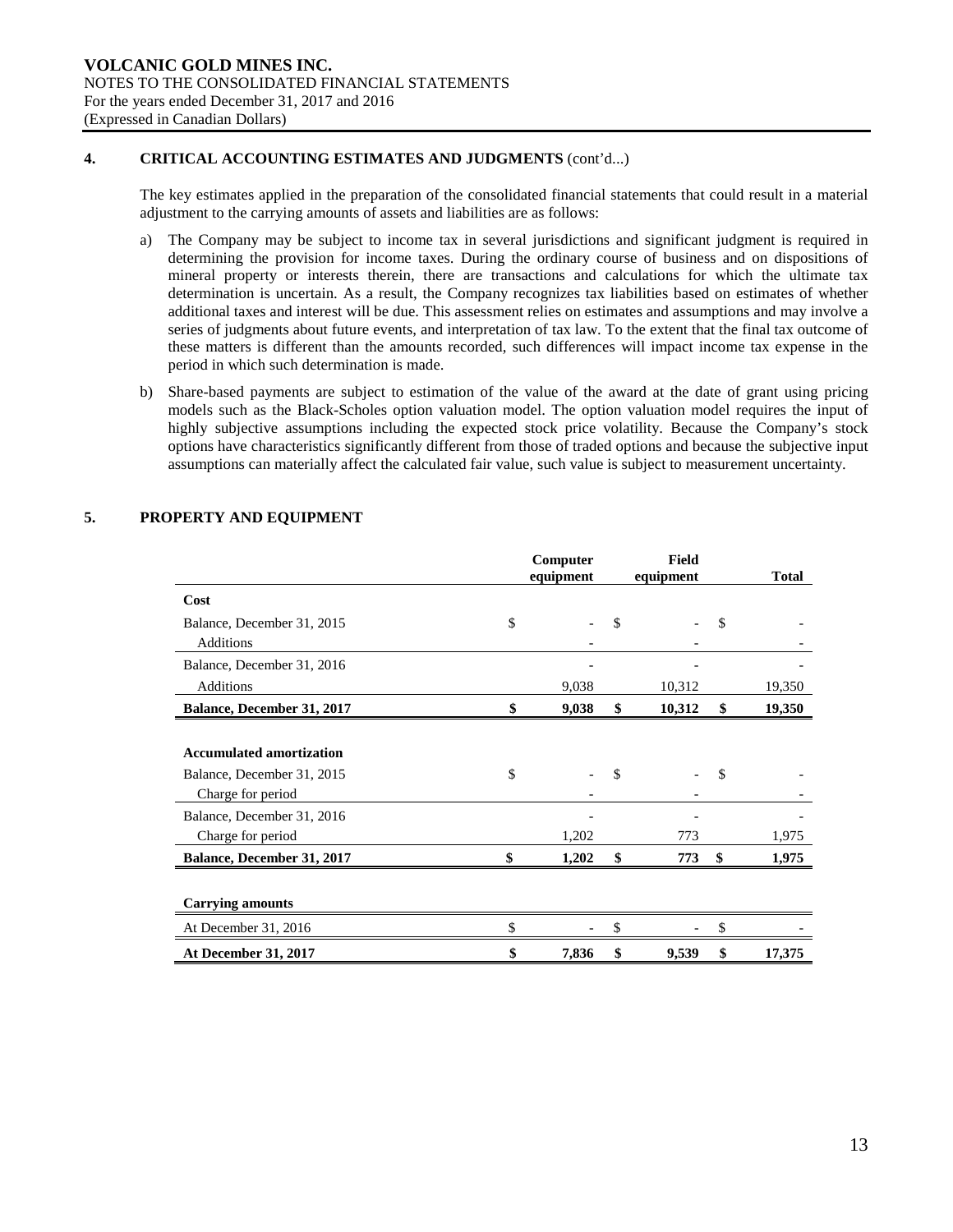**VOLCANIC GOLD MINES INC.**
NOTES TO THE CONSOLIDATED FINANCIAL STATEMENTS
For the years ended December 31, 2017 and 2016
(Expressed in Canadian Dollars)

## 4. CRITICAL ACCOUNTING ESTIMATES AND JUDGMENTS (cont'd...)

The key estimates applied in the preparation of the consolidated financial statements that could result in a material adjustment to the carrying amounts of assets and liabilities are as follows:

a) The Company may be subject to income tax in several jurisdictions and significant judgment is required in determining the provision for income taxes. During the ordinary course of business and on dispositions of mineral property or interests therein, there are transactions and calculations for which the ultimate tax determination is uncertain. As a result, the Company recognizes tax liabilities based on estimates of whether additional taxes and interest will be due. This assessment relies on estimates and assumptions and may involve a series of judgments about future events, and interpretation of tax law. To the extent that the final tax outcome of these matters is different than the amounts recorded, such differences will impact income tax expense in the period in which such determination is made.

b) Share-based payments are subject to estimation of the value of the award at the date of grant using pricing models such as the Black-Scholes option valuation model. The option valuation model requires the input of highly subjective assumptions including the expected stock price volatility. Because the Company's stock options have characteristics significantly different from those of traded options and because the subjective input assumptions can materially affect the calculated fair value, such value is subject to measurement uncertainty.

## 5. PROPERTY AND EQUIPMENT

| | Computer equipment | Field equipment | Total |
|---|---|---|---|
| **Cost** | | | |
| Balance, December 31, 2015 | $ - | $ - | $ - |
| Additions | - | - | - |
| Balance, December 31, 2016 | - | - | - |
| Additions | 9,038 | 10,312 | 19,350 |
| **Balance, December 31, 2017** | **$ 9,038** | **$ 10,312** | **$ 19,350** |
| | | | |
| **Accumulated amortization** | | | |
| Balance, December 31, 2015 | $ - | $ - | $ - |
| Charge for period | - | - | - |
| Balance, December 31, 2016 | - | - | - |
| Charge for period | 1,202 | 773 | 1,975 |
| **Balance, December 31, 2017** | **$ 1,202** | **$ 773** | **$ 1,975** |
| | | | |
| **Carrying amounts** | | | |
| At December 31, 2016 | $ - | $ - | $ - |
| **At December 31, 2017** | **$ 7,836** | **$ 9,539** | **$ 17,375** |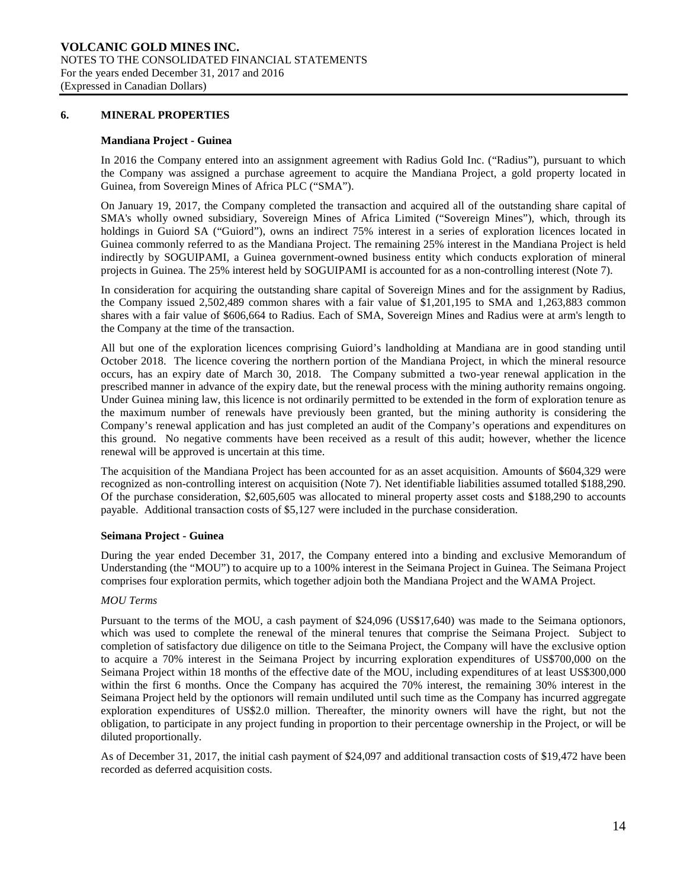## 6. MINERAL PROPERTIES

### Mandiana Project - Guinea

In 2016 the Company entered into an assignment agreement with Radius Gold Inc. ("Radius"), pursuant to which the Company was assigned a purchase agreement to acquire the Mandiana Project, a gold property located in Guinea, from Sovereign Mines of Africa PLC ("SMA").

On January 19, 2017, the Company completed the transaction and acquired all of the outstanding share capital of SMA's wholly owned subsidiary, Sovereign Mines of Africa Limited ("Sovereign Mines"), which, through its holdings in Guiord SA ("Guiord"), owns an indirect 75% interest in a series of exploration licences located in Guinea commonly referred to as the Mandiana Project. The remaining 25% interest in the Mandiana Project is held indirectly by SOGUIPAMI, a Guinea government-owned business entity which conducts exploration of mineral projects in Guinea. The 25% interest held by SOGUIPAMI is accounted for as a non-controlling interest (Note 7).

In consideration for acquiring the outstanding share capital of Sovereign Mines and for the assignment by Radius, the Company issued 2,502,489 common shares with a fair value of $1,201,195 to SMA and 1,263,883 common shares with a fair value of $606,664 to Radius. Each of SMA, Sovereign Mines and Radius were at arm's length to the Company at the time of the transaction.

All but one of the exploration licences comprising Guiord's landholding at Mandiana are in good standing until October 2018. The licence covering the northern portion of the Mandiana Project, in which the mineral resource occurs, has an expiry date of March 30, 2018. The Company submitted a two-year renewal application in the prescribed manner in advance of the expiry date, but the renewal process with the mining authority remains ongoing. Under Guinea mining law, this licence is not ordinarily permitted to be extended in the form of exploration tenure as the maximum number of renewals have previously been granted, but the mining authority is considering the Company's renewal application and has just completed an audit of the Company's operations and expenditures on this ground. No negative comments have been received as a result of this audit; however, whether the licence renewal will be approved is uncertain at this time.

The acquisition of the Mandiana Project has been accounted for as an asset acquisition. Amounts of $604,329 were recognized as non-controlling interest on acquisition (Note 7). Net identifiable liabilities assumed totalled $188,290. Of the purchase consideration, $2,605,605 was allocated to mineral property asset costs and $188,290 to accounts payable. Additional transaction costs of $5,127 were included in the purchase consideration.

### Seimana Project - Guinea

During the year ended December 31, 2017, the Company entered into a binding and exclusive Memorandum of Understanding (the "MOU") to acquire up to a 100% interest in the Seimana Project in Guinea. The Seimana Project comprises four exploration permits, which together adjoin both the Mandiana Project and the WAMA Project.

*MOU Terms*

Pursuant to the terms of the MOU, a cash payment of $24,096 (US$17,640) was made to the Seimana optionors, which was used to complete the renewal of the mineral tenures that comprise the Seimana Project. Subject to completion of satisfactory due diligence on title to the Seimana Project, the Company will have the exclusive option to acquire a 70% interest in the Seimana Project by incurring exploration expenditures of US$700,000 on the Seimana Project within 18 months of the effective date of the MOU, including expenditures of at least US$300,000 within the first 6 months. Once the Company has acquired the 70% interest, the remaining 30% interest in the Seimana Project held by the optionors will remain undiluted until such time as the Company has incurred aggregate exploration expenditures of US$2.0 million. Thereafter, the minority owners will have the right, but not the obligation, to participate in any project funding in proportion to their percentage ownership in the Project, or will be diluted proportionally.

As of December 31, 2017, the initial cash payment of $24,097 and additional transaction costs of $19,472 have been recorded as deferred acquisition costs.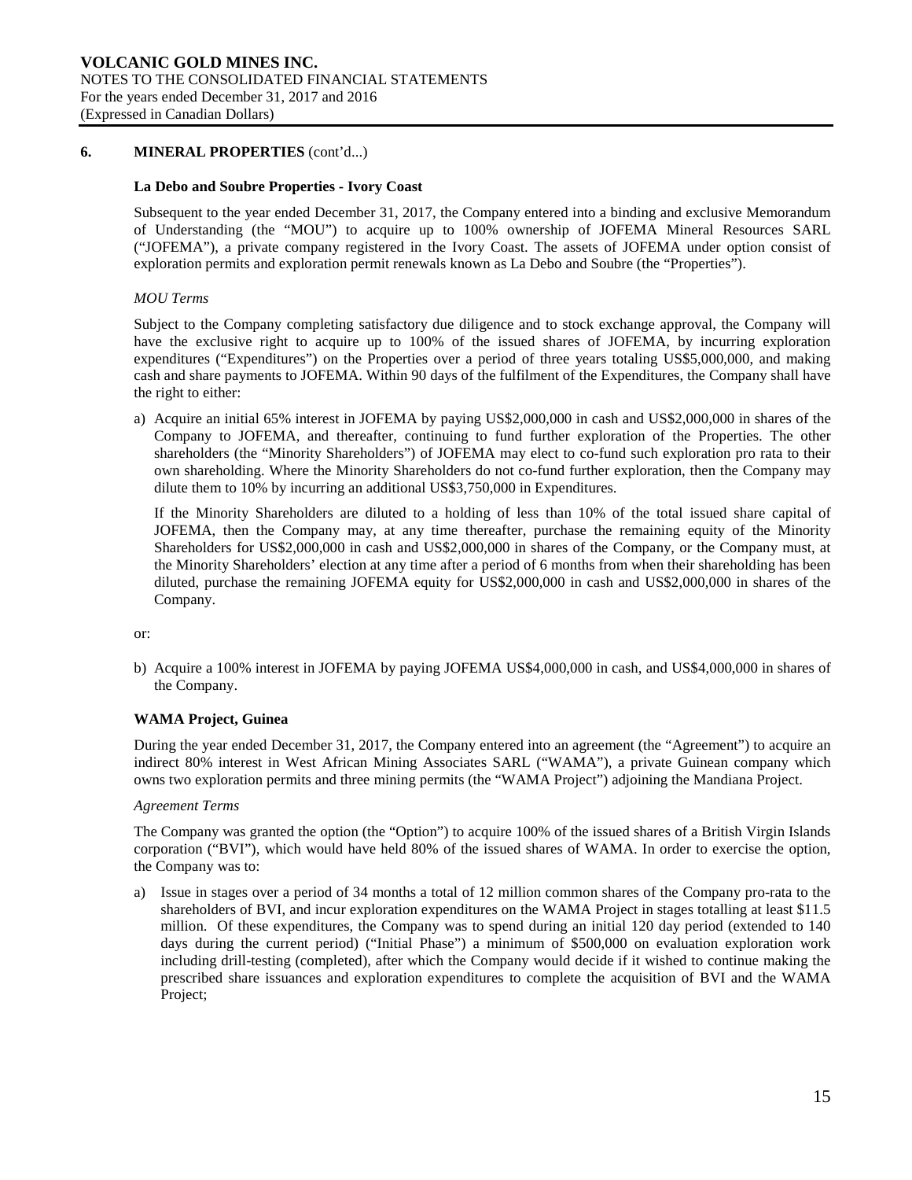## 6. MINERAL PROPERTIES (cont'd...)

### La Debo and Soubre Properties - Ivory Coast

Subsequent to the year ended December 31, 2017, the Company entered into a binding and exclusive Memorandum of Understanding (the "MOU") to acquire up to 100% ownership of JOFEMA Mineral Resources SARL ("JOFEMA"), a private company registered in the Ivory Coast. The assets of JOFEMA under option consist of exploration permits and exploration permit renewals known as La Debo and Soubre (the "Properties").

*MOU Terms*

Subject to the Company completing satisfactory due diligence and to stock exchange approval, the Company will have the exclusive right to acquire up to 100% of the issued shares of JOFEMA, by incurring exploration expenditures ("Expenditures") on the Properties over a period of three years totaling US$5,000,000, and making cash and share payments to JOFEMA. Within 90 days of the fulfilment of the Expenditures, the Company shall have the right to either:

a) Acquire an initial 65% interest in JOFEMA by paying US$2,000,000 in cash and US$2,000,000 in shares of the Company to JOFEMA, and thereafter, continuing to fund further exploration of the Properties. The other shareholders (the "Minority Shareholders") of JOFEMA may elect to co-fund such exploration pro rata to their own shareholding. Where the Minority Shareholders do not co-fund further exploration, then the Company may dilute them to 10% by incurring an additional US$3,750,000 in Expenditures.

   If the Minority Shareholders are diluted to a holding of less than 10% of the total issued share capital of JOFEMA, then the Company may, at any time thereafter, purchase the remaining equity of the Minority Shareholders for US$2,000,000 in cash and US$2,000,000 in shares of the Company, or the Company must, at the Minority Shareholders' election at any time after a period of 6 months from when their shareholding has been diluted, purchase the remaining JOFEMA equity for US$2,000,000 in cash and US$2,000,000 in shares of the Company.

or:

b) Acquire a 100% interest in JOFEMA by paying JOFEMA US$4,000,000 in cash, and US$4,000,000 in shares of the Company.

### WAMA Project, Guinea

During the year ended December 31, 2017, the Company entered into an agreement (the "Agreement") to acquire an indirect 80% interest in West African Mining Associates SARL ("WAMA"), a private Guinean company which owns two exploration permits and three mining permits (the "WAMA Project") adjoining the Mandiana Project.

*Agreement Terms*

The Company was granted the option (the "Option") to acquire 100% of the issued shares of a British Virgin Islands corporation ("BVI"), which would have held 80% of the issued shares of WAMA. In order to exercise the option, the Company was to:

a) Issue in stages over a period of 34 months a total of 12 million common shares of the Company pro-rata to the shareholders of BVI, and incur exploration expenditures on the WAMA Project in stages totalling at least $11.5 million. Of these expenditures, the Company was to spend during an initial 120 day period (extended to 140 days during the current period) ("Initial Phase") a minimum of $500,000 on evaluation exploration work including drill-testing (completed), after which the Company would decide if it wished to continue making the prescribed share issuances and exploration expenditures to complete the acquisition of BVI and the WAMA Project;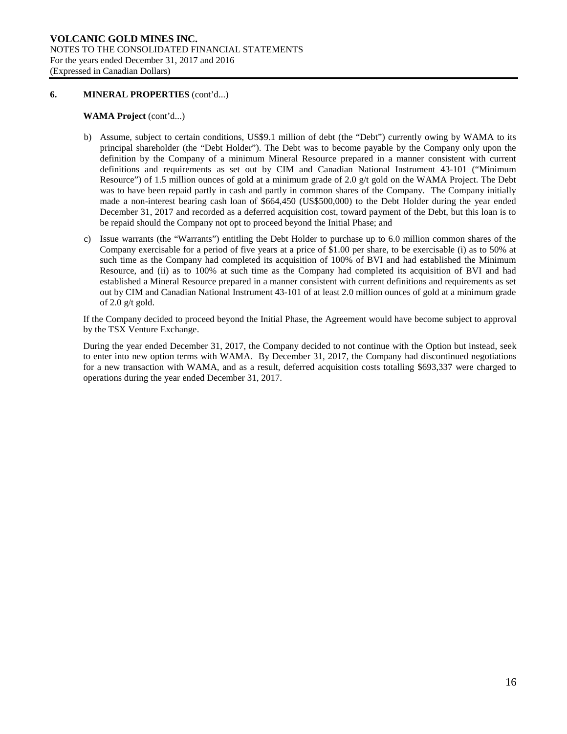## 6. MINERAL PROPERTIES (cont'd...)

### WAMA Project (cont'd...)

b) Assume, subject to certain conditions, US$9.1 million of debt (the "Debt") currently owing by WAMA to its principal shareholder (the "Debt Holder"). The Debt was to become payable by the Company only upon the definition by the Company of a minimum Mineral Resource prepared in a manner consistent with current definitions and requirements as set out by CIM and Canadian National Instrument 43-101 ("Minimum Resource") of 1.5 million ounces of gold at a minimum grade of 2.0 g/t gold on the WAMA Project. The Debt was to have been repaid partly in cash and partly in common shares of the Company. The Company initially made a non-interest bearing cash loan of $664,450 (US$500,000) to the Debt Holder during the year ended December 31, 2017 and recorded as a deferred acquisition cost, toward payment of the Debt, but this loan is to be repaid should the Company not opt to proceed beyond the Initial Phase; and

c) Issue warrants (the "Warrants") entitling the Debt Holder to purchase up to 6.0 million common shares of the Company exercisable for a period of five years at a price of $1.00 per share, to be exercisable (i) as to 50% at such time as the Company had completed its acquisition of 100% of BVI and had established the Minimum Resource, and (ii) as to 100% at such time as the Company had completed its acquisition of BVI and had established a Mineral Resource prepared in a manner consistent with current definitions and requirements as set out by CIM and Canadian National Instrument 43-101 of at least 2.0 million ounces of gold at a minimum grade of 2.0 g/t gold.

If the Company decided to proceed beyond the Initial Phase, the Agreement would have become subject to approval by the TSX Venture Exchange.

During the year ended December 31, 2017, the Company decided to not continue with the Option but instead, seek to enter into new option terms with WAMA. By December 31, 2017, the Company had discontinued negotiations for a new transaction with WAMA, and as a result, deferred acquisition costs totalling $693,337 were charged to operations during the year ended December 31, 2017.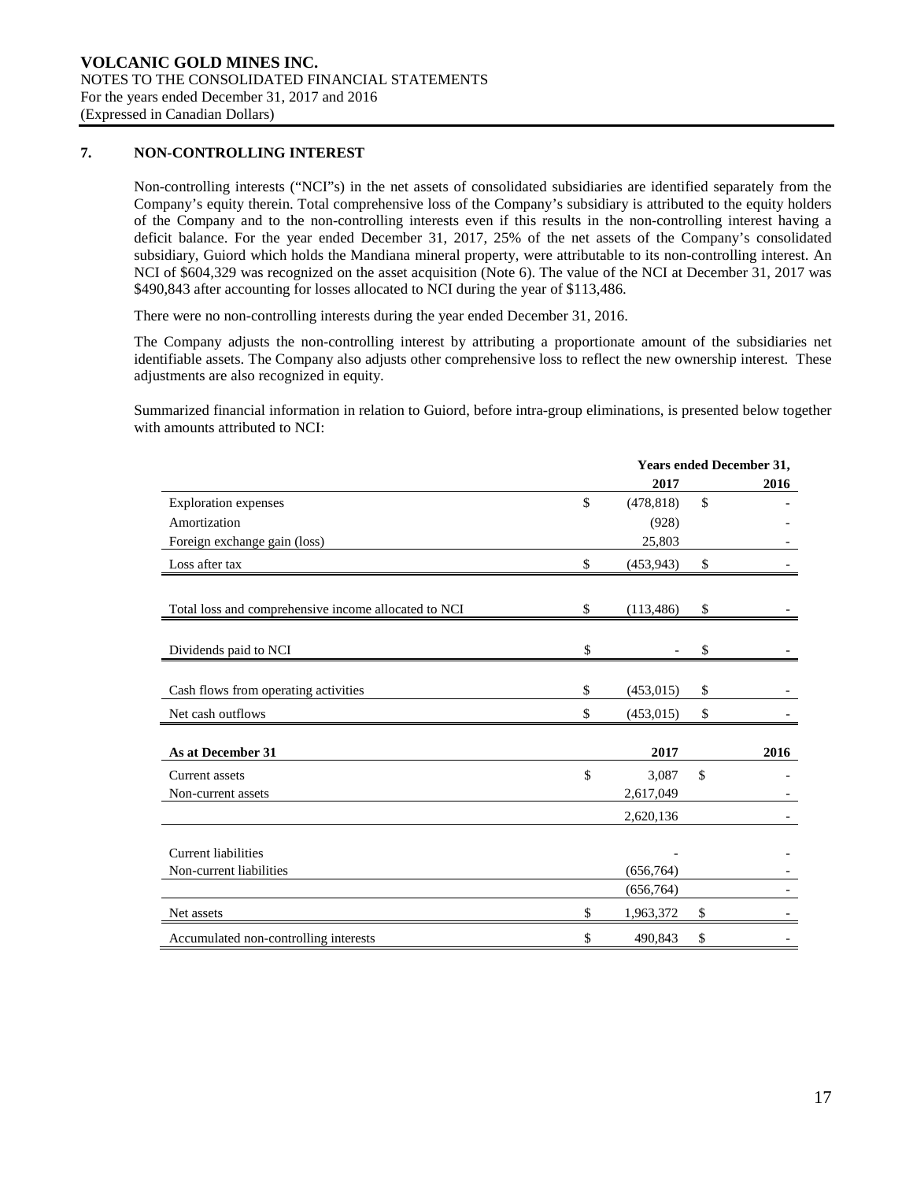## 7. NON-CONTROLLING INTEREST

Non-controlling interests ("NCI"s) in the net assets of consolidated subsidiaries are identified separately from the Company's equity therein. Total comprehensive loss of the Company's subsidiary is attributed to the equity holders of the Company and to the non-controlling interests even if this results in the non-controlling interest having a deficit balance. For the year ended December 31, 2017, 25% of the net assets of the Company's consolidated subsidiary, Guiord which holds the Mandiana mineral property, were attributable to its non-controlling interest. An NCI of $604,329 was recognized on the asset acquisition (Note 6). The value of the NCI at December 31, 2017 was $490,843 after accounting for losses allocated to NCI during the year of $113,486.

There were no non-controlling interests during the year ended December 31, 2016.

The Company adjusts the non-controlling interest by attributing a proportionate amount of the subsidiaries net identifiable assets. The Company also adjusts other comprehensive loss to reflect the new ownership interest. These adjustments are also recognized in equity.

Summarized financial information in relation to Guiord, before intra-group eliminations, is presented below together with amounts attributed to NCI:

| | Years ended December 31, | |
|---|---|---|
| | 2017 | 2016 |
| Exploration expenses | $ (478,818) | $ - |
| Amortization | (928) | - |
| Foreign exchange gain (loss) | 25,803 | - |
| Loss after tax | $ (453,943) | $ - |
| Total loss and comprehensive income allocated to NCI | $ (113,486) | $ - |
| Dividends paid to NCI | $ - | $ - |
| Cash flows from operating activities | $ (453,015) | $ - |
| Net cash outflows | $ (453,015) | $ - |
| **As at December 31** | **2017** | **2016** |
| Current assets | $ 3,087 | $ - |
| Non-current assets | 2,617,049 | - |
| | 2,620,136 | - |
| Current liabilities | - | - |
| Non-current liabilities | (656,764) | - |
| | (656,764) | - |
| Net assets | $ 1,963,372 | $ - |
| Accumulated non-controlling interests | $ 490,843 | $ - |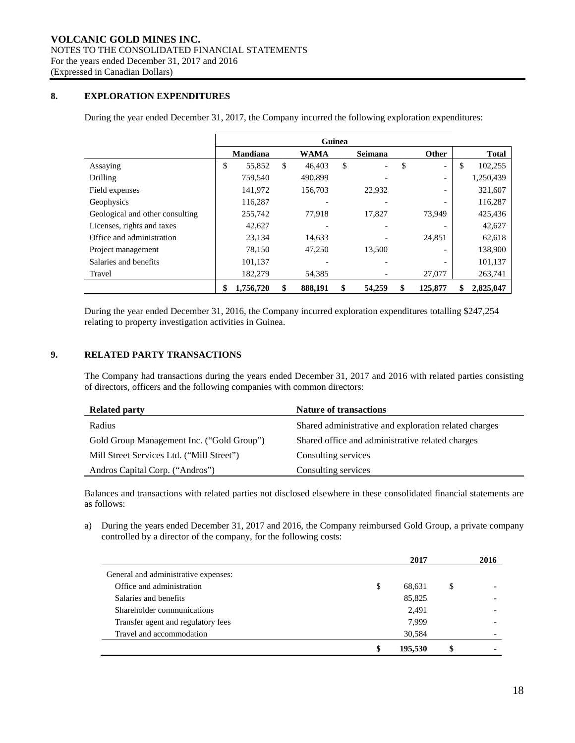## 8. EXPLORATION EXPENDITURES

During the year ended December 31, 2017, the Company incurred the following exploration expenditures:

| | Guinea | | | | |
|---|---|---|---|---|---|
| | **Mandiana** | **WAMA** | **Seimana** | **Other** | **Total** |
| Assaying | $ 55,852 | $ 46,403 | $ - | $ - | $ 102,255 |
| Drilling | 759,540 | 490,899 | - | - | 1,250,439 |
| Field expenses | 141,972 | 156,703 | 22,932 | - | 321,607 |
| Geophysics | 116,287 | - | - | - | 116,287 |
| Geological and other consulting | 255,742 | 77,918 | 17,827 | 73,949 | 425,436 |
| Licenses, rights and taxes | 42,627 | - | - | - | 42,627 |
| Office and administration | 23,134 | 14,633 | - | 24,851 | 62,618 |
| Project management | 78,150 | 47,250 | 13,500 | - | 138,900 |
| Salaries and benefits | 101,137 | - | - | - | 101,137 |
| Travel | 182,279 | 54,385 | - | 27,077 | 263,741 |
| | **$ 1,756,720** | **$ 888,191** | **$ 54,259** | **$ 125,877** | **$ 2,825,047** |

During the year ended December 31, 2016, the Company incurred exploration expenditures totalling $247,254 relating to property investigation activities in Guinea.

## 9. RELATED PARTY TRANSACTIONS

The Company had transactions during the years ended December 31, 2017 and 2016 with related parties consisting of directors, officers and the following companies with common directors:

| **Related party** | **Nature of transactions** |
|---|---|
| Radius | Shared administrative and exploration related charges |
| Gold Group Management Inc. ("Gold Group") | Shared office and administrative related charges |
| Mill Street Services Ltd. ("Mill Street") | Consulting services |
| Andros Capital Corp. ("Andros") | Consulting services |

Balances and transactions with related parties not disclosed elsewhere in these consolidated financial statements are as follows:

a) During the years ended December 31, 2017 and 2016, the Company reimbursed Gold Group, a private company controlled by a director of the company, for the following costs:

| | **2017** | **2016** |
|---|---|---|
| General and administrative expenses: | | |
| Office and administration | $ 68,631 | $ - |
| Salaries and benefits | 85,825 | - |
| Shareholder communications | 2,491 | - |
| Transfer agent and regulatory fees | 7,999 | - |
| Travel and accommodation | 30,584 | - |
| | **$ 195,530** | **$ -** |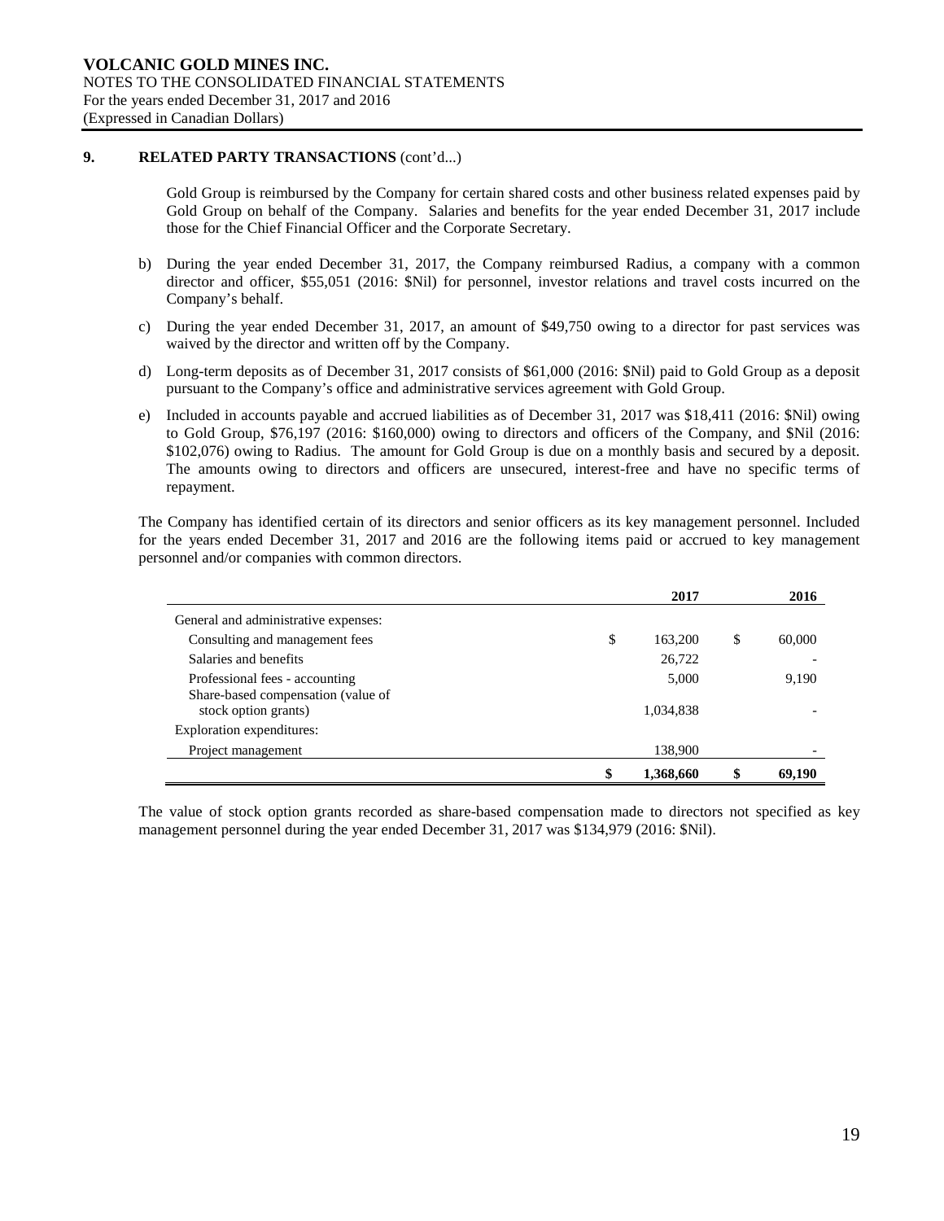## 9. RELATED PARTY TRANSACTIONS (cont'd...)

Gold Group is reimbursed by the Company for certain shared costs and other business related expenses paid by Gold Group on behalf of the Company. Salaries and benefits for the year ended December 31, 2017 include those for the Chief Financial Officer and the Corporate Secretary.

b) During the year ended December 31, 2017, the Company reimbursed Radius, a company with a common director and officer, $55,051 (2016: $Nil) for personnel, investor relations and travel costs incurred on the Company's behalf.

c) During the year ended December 31, 2017, an amount of $49,750 owing to a director for past services was waived by the director and written off by the Company.

d) Long-term deposits as of December 31, 2017 consists of $61,000 (2016: $Nil) paid to Gold Group as a deposit pursuant to the Company's office and administrative services agreement with Gold Group.

e) Included in accounts payable and accrued liabilities as of December 31, 2017 was $18,411 (2016: $Nil) owing to Gold Group, $76,197 (2016: $160,000) owing to directors and officers of the Company, and $Nil (2016: $102,076) owing to Radius. The amount for Gold Group is due on a monthly basis and secured by a deposit. The amounts owing to directors and officers are unsecured, interest-free and have no specific terms of repayment.

The Company has identified certain of its directors and senior officers as its key management personnel. Included for the years ended December 31, 2017 and 2016 are the following items paid or accrued to key management personnel and/or companies with common directors.

| | 2017 | 2016 |
|---|---|---|
| General and administrative expenses: | | |
| Consulting and management fees | $ 163,200 | $ 60,000 |
| Salaries and benefits | 26,722 | - |
| Professional fees - accounting | 5,000 | 9,190 |
| Share-based compensation (value of stock option grants) | 1,034,838 | - |
| Exploration expenditures: | | |
| Project management | 138,900 | - |
| | **$ 1,368,660** | **$ 69,190** |

The value of stock option grants recorded as share-based compensation made to directors not specified as key management personnel during the year ended December 31, 2017 was $134,979 (2016: $Nil).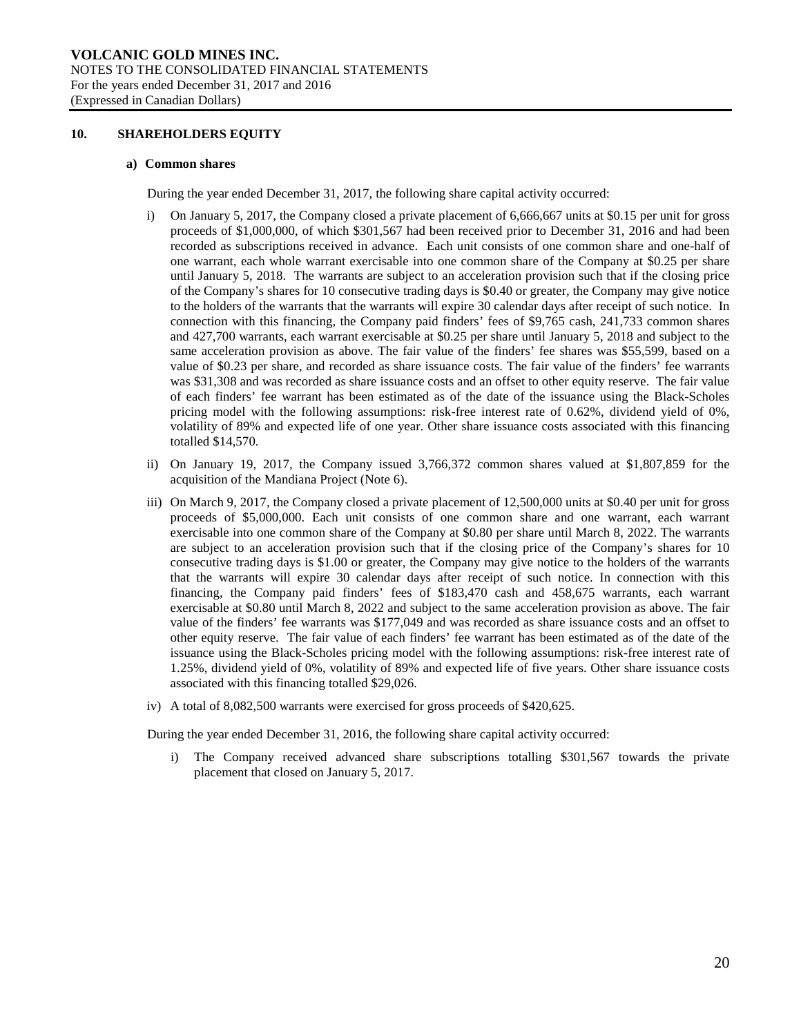## 10. SHAREHOLDERS EQUITY

### a) Common shares

During the year ended December 31, 2017, the following share capital activity occurred:

i) On January 5, 2017, the Company closed a private placement of 6,666,667 units at $0.15 per unit for gross proceeds of $1,000,000, of which $301,567 had been received prior to December 31, 2016 and had been recorded as subscriptions received in advance. Each unit consists of one common share and one-half of one warrant, each whole warrant exercisable into one common share of the Company at $0.25 per share until January 5, 2018. The warrants are subject to an acceleration provision such that if the closing price of the Company's shares for 10 consecutive trading days is $0.40 or greater, the Company may give notice to the holders of the warrants that the warrants will expire 30 calendar days after receipt of such notice. In connection with this financing, the Company paid finders' fees of $9,765 cash, 241,733 common shares and 427,700 warrants, each warrant exercisable at $0.25 per share until January 5, 2018 and subject to the same acceleration provision as above. The fair value of the finders' fee shares was $55,599, based on a value of $0.23 per share, and recorded as share issuance costs. The fair value of the finders' fee warrants was $31,308 and was recorded as share issuance costs and an offset to other equity reserve. The fair value of each finders' fee warrant has been estimated as of the date of the issuance using the Black-Scholes pricing model with the following assumptions: risk-free interest rate of 0.62%, dividend yield of 0%, volatility of 89% and expected life of one year. Other share issuance costs associated with this financing totalled $14,570.

ii) On January 19, 2017, the Company issued 3,766,372 common shares valued at $1,807,859 for the acquisition of the Mandiana Project (Note 6).

iii) On March 9, 2017, the Company closed a private placement of 12,500,000 units at $0.40 per unit for gross proceeds of $5,000,000. Each unit consists of one common share and one warrant, each warrant exercisable into one common share of the Company at $0.80 per share until March 8, 2022. The warrants are subject to an acceleration provision such that if the closing price of the Company's shares for 10 consecutive trading days is $1.00 or greater, the Company may give notice to the holders of the warrants that the warrants will expire 30 calendar days after receipt of such notice. In connection with this financing, the Company paid finders' fees of $183,470 cash and 458,675 warrants, each warrant exercisable at $0.80 until March 8, 2022 and subject to the same acceleration provision as above. The fair value of the finders' fee warrants was $177,049 and was recorded as share issuance costs and an offset to other equity reserve. The fair value of each finders' fee warrant has been estimated as of the date of the issuance using the Black-Scholes pricing model with the following assumptions: risk-free interest rate of 1.25%, dividend yield of 0%, volatility of 89% and expected life of five years. Other share issuance costs associated with this financing totalled $29,026.

iv) A total of 8,082,500 warrants were exercised for gross proceeds of $420,625.

During the year ended December 31, 2016, the following share capital activity occurred:

i) The Company received advanced share subscriptions totalling $301,567 towards the private placement that closed on January 5, 2017.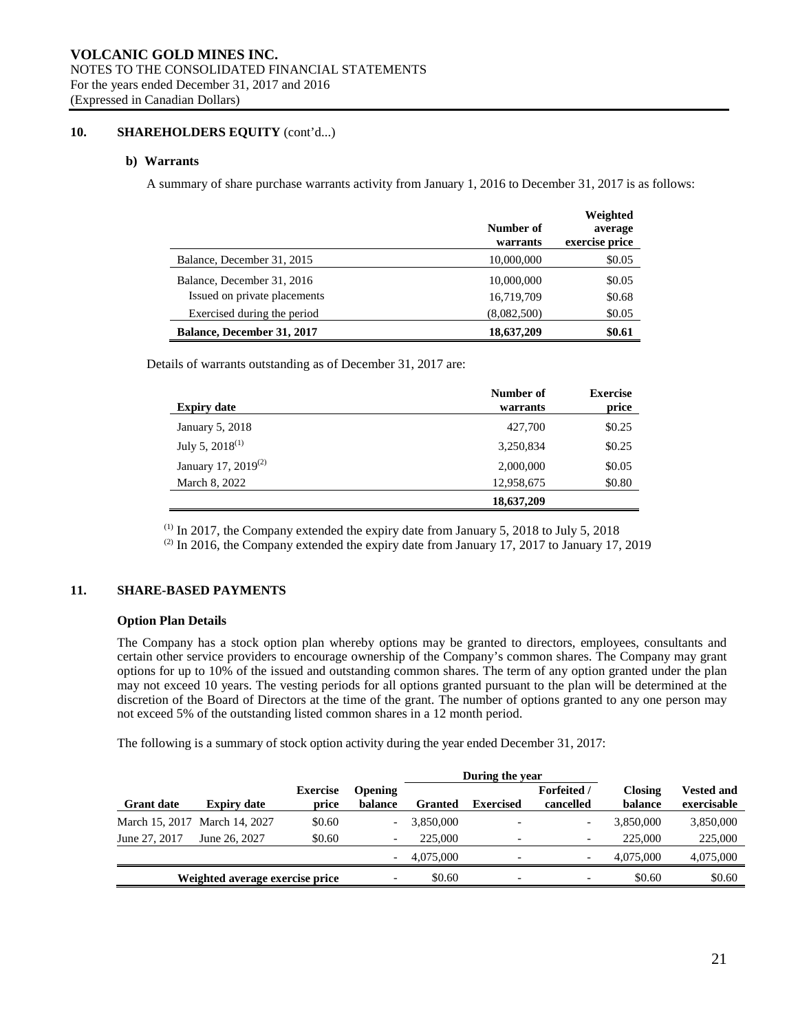VOLCANIC GOLD MINES INC.
NOTES TO THE CONSOLIDATED FINANCIAL STATEMENTS
For the years ended December 31, 2017 and 2016
(Expressed in Canadian Dollars)

## 10. SHAREHOLDERS EQUITY (cont'd...)

### b) Warrants

A summary of share purchase warrants activity from January 1, 2016 to December 31, 2017 is as follows:

| | Number of warrants | Weighted average exercise price |
|---|---|---|
| Balance, December 31, 2015 | 10,000,000 | $0.05 |
| Balance, December 31, 2016 | 10,000,000 | $0.05 |
| Issued on private placements | 16,719,709 | $0.68 |
| Exercised during the period | (8,082,500) | $0.05 |
| **Balance, December 31, 2017** | **18,637,209** | **$0.61** |

Details of warrants outstanding as of December 31, 2017 are:

| Expiry date | Number of warrants | Exercise price |
|---|---|---|
| January 5, 2018 | 427,700 | $0.25 |
| July 5, 2018[1] | 3,250,834 | $0.25 |
| January 17, 2019[2] | 2,000,000 | $0.05 |
| March 8, 2022 | 12,958,675 | $0.80 |
| | **18,637,209** | |

[1] In 2017, the Company extended the expiry date from January 5, 2018 to July 5, 2018
[2] In 2016, the Company extended the expiry date from January 17, 2017 to January 17, 2019

## 11. SHARE-BASED PAYMENTS

**Option Plan Details**

The Company has a stock option plan whereby options may be granted to directors, employees, consultants and certain other service providers to encourage ownership of the Company's common shares. The Company may grant options for up to 10% of the issued and outstanding common shares. The term of any option granted under the plan may not exceed 10 years. The vesting periods for all options granted pursuant to the plan will be determined at the discretion of the Board of Directors at the time of the grant. The number of options granted to any one person may not exceed 5% of the outstanding listed common shares in a 12 month period.

The following is a summary of stock option activity during the year ended December 31, 2017:

| | | | | During the year | | | | |
|---|---|---|---|---|---|---|---|---|
| Grant date | Expiry date | Exercise price | Opening balance | Granted | Exercised | Forfeited / cancelled | Closing balance | Vested and exercisable |
| March 15, 2017 | March 14, 2027 | $0.60 | - | 3,850,000 | - | - | 3,850,000 | 3,850,000 |
| June 27, 2017 | June 26, 2027 | $0.60 | - | 225,000 | - | - | 225,000 | 225,000 |
| | | | - | 4,075,000 | - | - | 4,075,000 | 4,075,000 |
| Weighted average exercise price | | | - | $0.60 | - | - | $0.60 | $0.60 |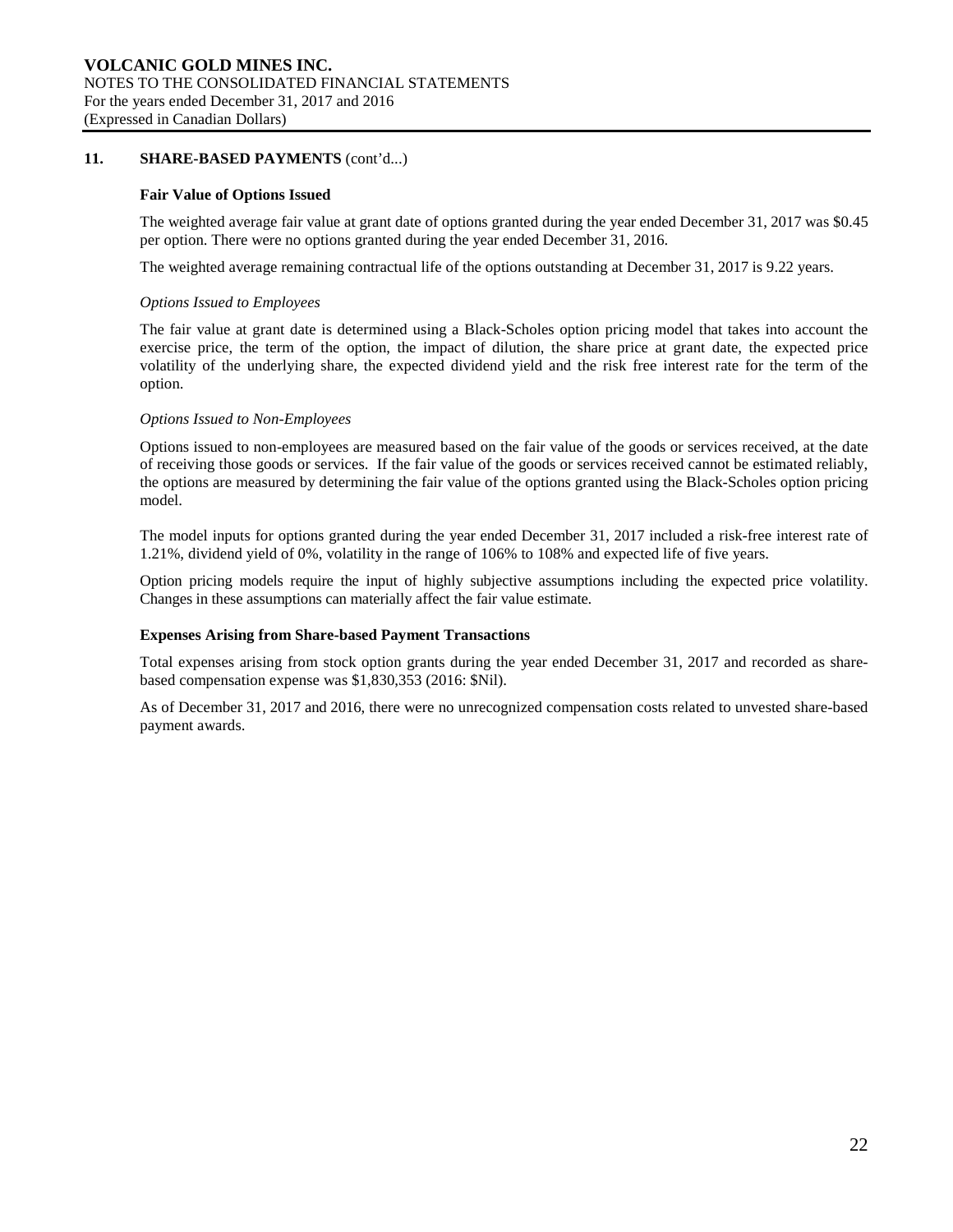## 11. SHARE-BASED PAYMENTS (cont'd...)

### Fair Value of Options Issued

The weighted average fair value at grant date of options granted during the year ended December 31, 2017 was $0.45 per option. There were no options granted during the year ended December 31, 2016.

The weighted average remaining contractual life of the options outstanding at December 31, 2017 is 9.22 years.

*Options Issued to Employees*

The fair value at grant date is determined using a Black-Scholes option pricing model that takes into account the exercise price, the term of the option, the impact of dilution, the share price at grant date, the expected price volatility of the underlying share, the expected dividend yield and the risk free interest rate for the term of the option.

*Options Issued to Non-Employees*

Options issued to non-employees are measured based on the fair value of the goods or services received, at the date of receiving those goods or services. If the fair value of the goods or services received cannot be estimated reliably, the options are measured by determining the fair value of the options granted using the Black-Scholes option pricing model.

The model inputs for options granted during the year ended December 31, 2017 included a risk-free interest rate of 1.21%, dividend yield of 0%, volatility in the range of 106% to 108% and expected life of five years.

Option pricing models require the input of highly subjective assumptions including the expected price volatility. Changes in these assumptions can materially affect the fair value estimate.

### Expenses Arising from Share-based Payment Transactions

Total expenses arising from stock option grants during the year ended December 31, 2017 and recorded as share-based compensation expense was $1,830,353 (2016: $Nil).

As of December 31, 2017 and 2016, there were no unrecognized compensation costs related to unvested share-based payment awards.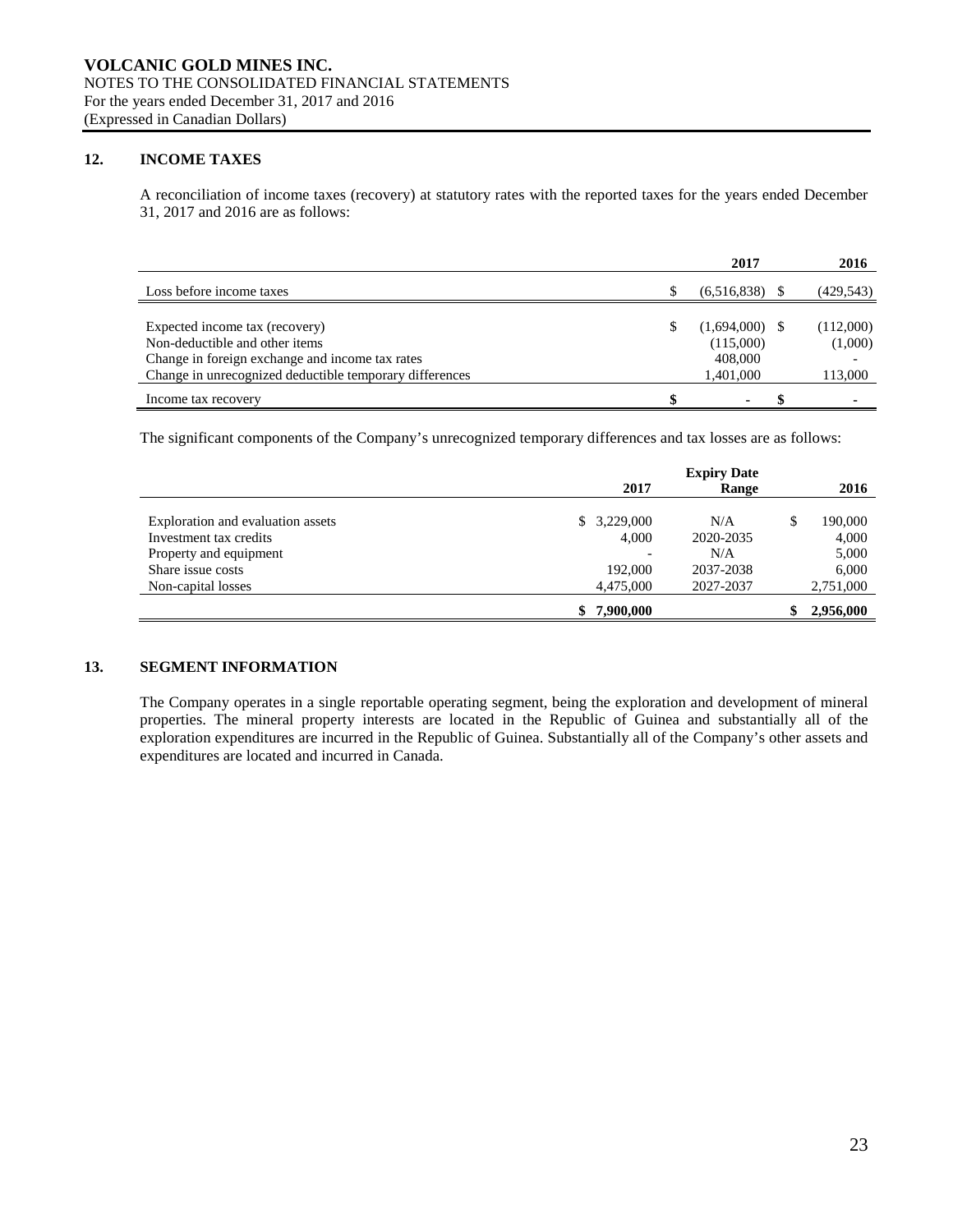**VOLCANIC GOLD MINES INC.**
NOTES TO THE CONSOLIDATED FINANCIAL STATEMENTS
For the years ended December 31, 2017 and 2016
(Expressed in Canadian Dollars)

## 12. INCOME TAXES

A reconciliation of income taxes (recovery) at statutory rates with the reported taxes for the years ended December 31, 2017 and 2016 are as follows:

| | 2017 | 2016 |
|---|---|---|
| Loss before income taxes | $ (6,516,838) | $ (429,543) |
| | | |
| Expected income tax (recovery) | $ (1,694,000) | $ (112,000) |
| Non-deductible and other items | (115,000) | (1,000) |
| Change in foreign exchange and income tax rates | 408,000 | - |
| Change in unrecognized deductible temporary differences | 1,401,000 | 113,000 |
| Income tax recovery | $ - | $ - |

The significant components of the Company's unrecognized temporary differences and tax losses are as follows:

| | 2017 | Expiry Date Range | 2016 |
|---|---|---|---|
| Exploration and evaluation assets | $ 3,229,000 | N/A | $ 190,000 |
| Investment tax credits | 4,000 | 2020-2035 | 4,000 |
| Property and equipment | - | N/A | 5,000 |
| Share issue costs | 192,000 | 2037-2038 | 6,000 |
| Non-capital losses | 4,475,000 | 2027-2037 | 2,751,000 |
| | **$ 7,900,000** | | **$ 2,956,000** |

## 13. SEGMENT INFORMATION

The Company operates in a single reportable operating segment, being the exploration and development of mineral properties. The mineral property interests are located in the Republic of Guinea and substantially all of the exploration expenditures are incurred in the Republic of Guinea. Substantially all of the Company's other assets and expenditures are located and incurred in Canada.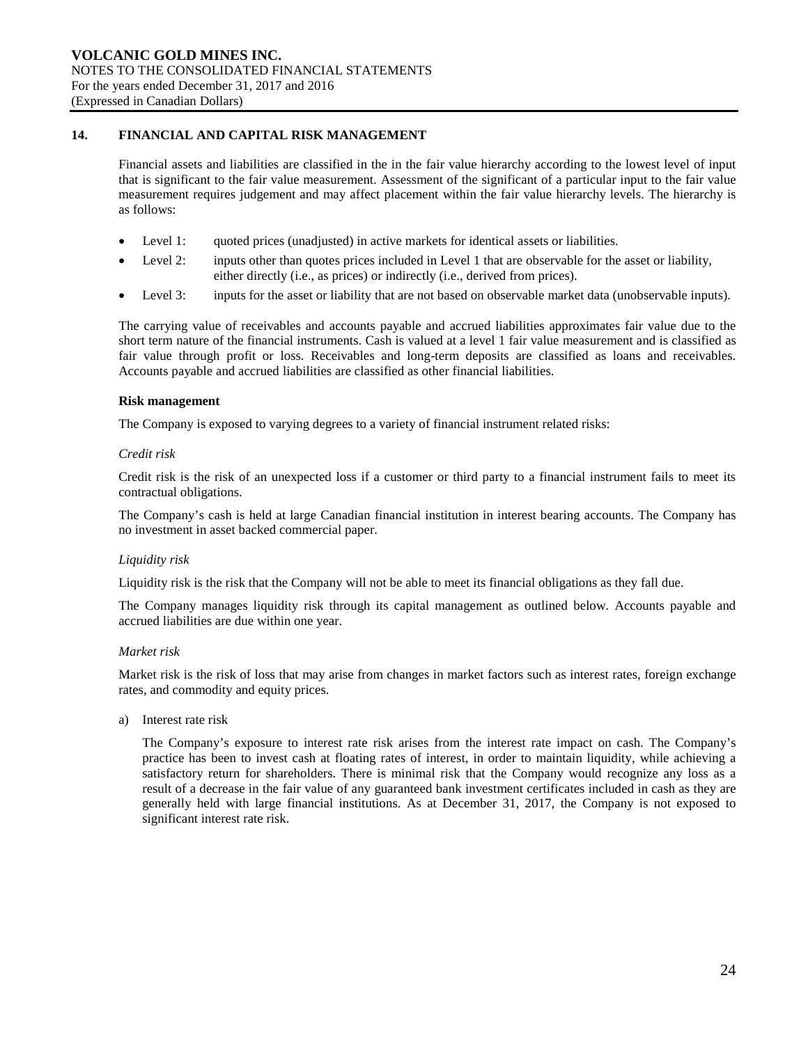## 14. FINANCIAL AND CAPITAL RISK MANAGEMENT

Financial assets and liabilities are classified in the in the fair value hierarchy according to the lowest level of input that is significant to the fair value measurement. Assessment of the significant of a particular input to the fair value measurement requires judgement and may affect placement within the fair value hierarchy levels. The hierarchy is as follows:

- Level 1: quoted prices (unadjusted) in active markets for identical assets or liabilities.
- Level 2: inputs other than quotes prices included in Level 1 that are observable for the asset or liability, either directly (i.e., as prices) or indirectly (i.e., derived from prices).
- Level 3: inputs for the asset or liability that are not based on observable market data (unobservable inputs).

The carrying value of receivables and accounts payable and accrued liabilities approximates fair value due to the short term nature of the financial instruments. Cash is valued at a level 1 fair value measurement and is classified as fair value through profit or loss. Receivables and long-term deposits are classified as loans and receivables. Accounts payable and accrued liabilities are classified as other financial liabilities.

**Risk management**

The Company is exposed to varying degrees to a variety of financial instrument related risks:

*Credit risk*

Credit risk is the risk of an unexpected loss if a customer or third party to a financial instrument fails to meet its contractual obligations.

The Company's cash is held at large Canadian financial institution in interest bearing accounts. The Company has no investment in asset backed commercial paper.

*Liquidity risk*

Liquidity risk is the risk that the Company will not be able to meet its financial obligations as they fall due.

The Company manages liquidity risk through its capital management as outlined below. Accounts payable and accrued liabilities are due within one year.

*Market risk*

Market risk is the risk of loss that may arise from changes in market factors such as interest rates, foreign exchange rates, and commodity and equity prices.

a) Interest rate risk

The Company's exposure to interest rate risk arises from the interest rate impact on cash. The Company's practice has been to invest cash at floating rates of interest, in order to maintain liquidity, while achieving a satisfactory return for shareholders. There is minimal risk that the Company would recognize any loss as a result of a decrease in the fair value of any guaranteed bank investment certificates included in cash as they are generally held with large financial institutions. As at December 31, 2017, the Company is not exposed to significant interest rate risk.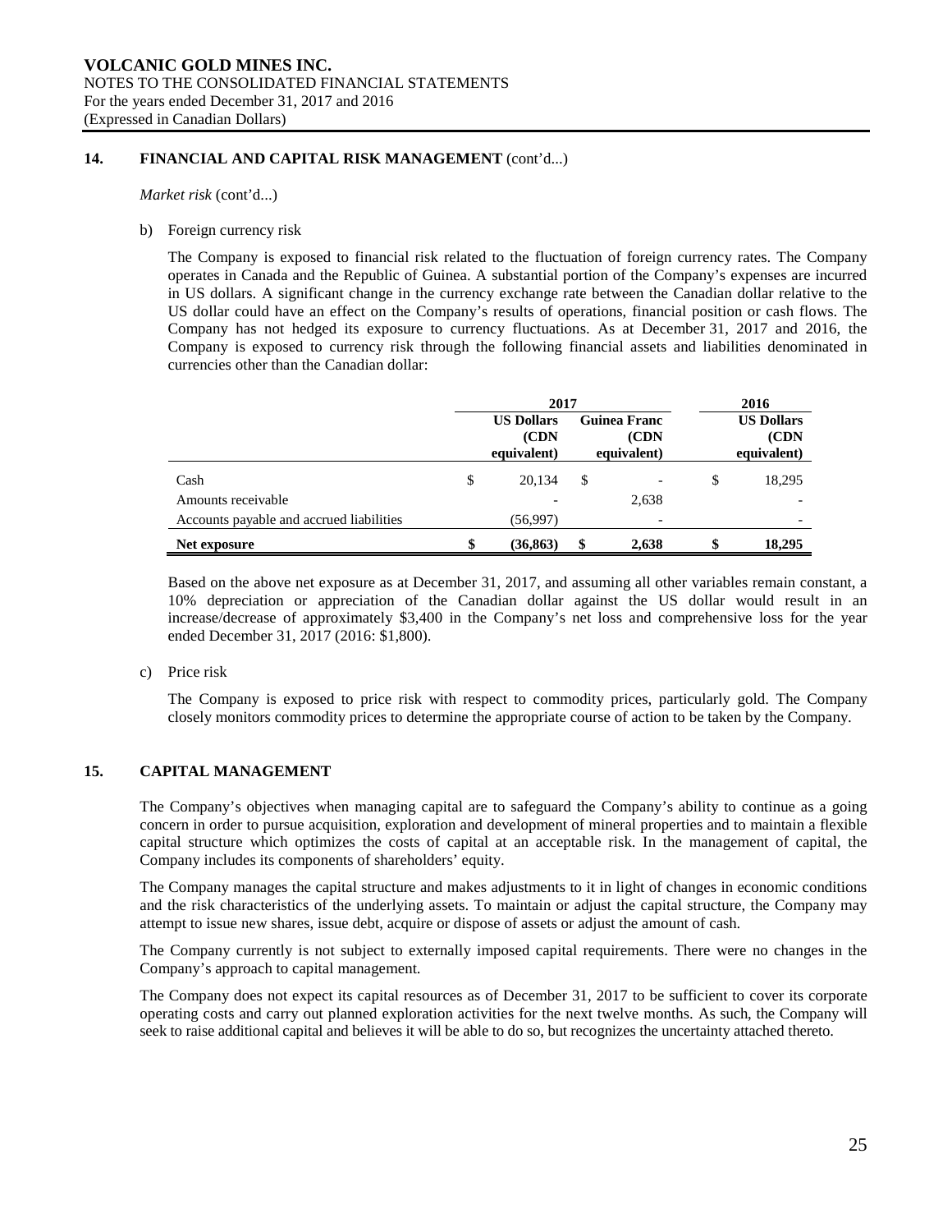## 14. FINANCIAL AND CAPITAL RISK MANAGEMENT (cont'd...)

*Market risk* (cont'd...)

b) Foreign currency risk

The Company is exposed to financial risk related to the fluctuation of foreign currency rates. The Company operates in Canada and the Republic of Guinea. A substantial portion of the Company's expenses are incurred in US dollars. A significant change in the currency exchange rate between the Canadian dollar relative to the US dollar could have an effect on the Company's results of operations, financial position or cash flows. The Company has not hedged its exposure to currency fluctuations. As at December 31, 2017 and 2016, the Company is exposed to currency risk through the following financial assets and liabilities denominated in currencies other than the Canadian dollar:

| | 2017 | | 2016 |
|---|---|---|---|
| | US Dollars (CDN equivalent) | Guinea Franc (CDN equivalent) | US Dollars (CDN equivalent) |
| Cash | $ 20,134 | $ - | $ 18,295 |
| Amounts receivable | - | 2,638 | - |
| Accounts payable and accrued liabilities | (56,997) | - | - |
| **Net exposure** | **$ (36,863)** | **$ 2,638** | **$ 18,295** |

Based on the above net exposure as at December 31, 2017, and assuming all other variables remain constant, a 10% depreciation or appreciation of the Canadian dollar against the US dollar would result in an increase/decrease of approximately $3,400 in the Company's net loss and comprehensive loss for the year ended December 31, 2017 (2016: $1,800).

c) Price risk

The Company is exposed to price risk with respect to commodity prices, particularly gold. The Company closely monitors commodity prices to determine the appropriate course of action to be taken by the Company.

## 15. CAPITAL MANAGEMENT

The Company's objectives when managing capital are to safeguard the Company's ability to continue as a going concern in order to pursue acquisition, exploration and development of mineral properties and to maintain a flexible capital structure which optimizes the costs of capital at an acceptable risk. In the management of capital, the Company includes its components of shareholders' equity.

The Company manages the capital structure and makes adjustments to it in light of changes in economic conditions and the risk characteristics of the underlying assets. To maintain or adjust the capital structure, the Company may attempt to issue new shares, issue debt, acquire or dispose of assets or adjust the amount of cash.

The Company currently is not subject to externally imposed capital requirements. There were no changes in the Company's approach to capital management.

The Company does not expect its capital resources as of December 31, 2017 to be sufficient to cover its corporate operating costs and carry out planned exploration activities for the next twelve months. As such, the Company will seek to raise additional capital and believes it will be able to do so, but recognizes the uncertainty attached thereto.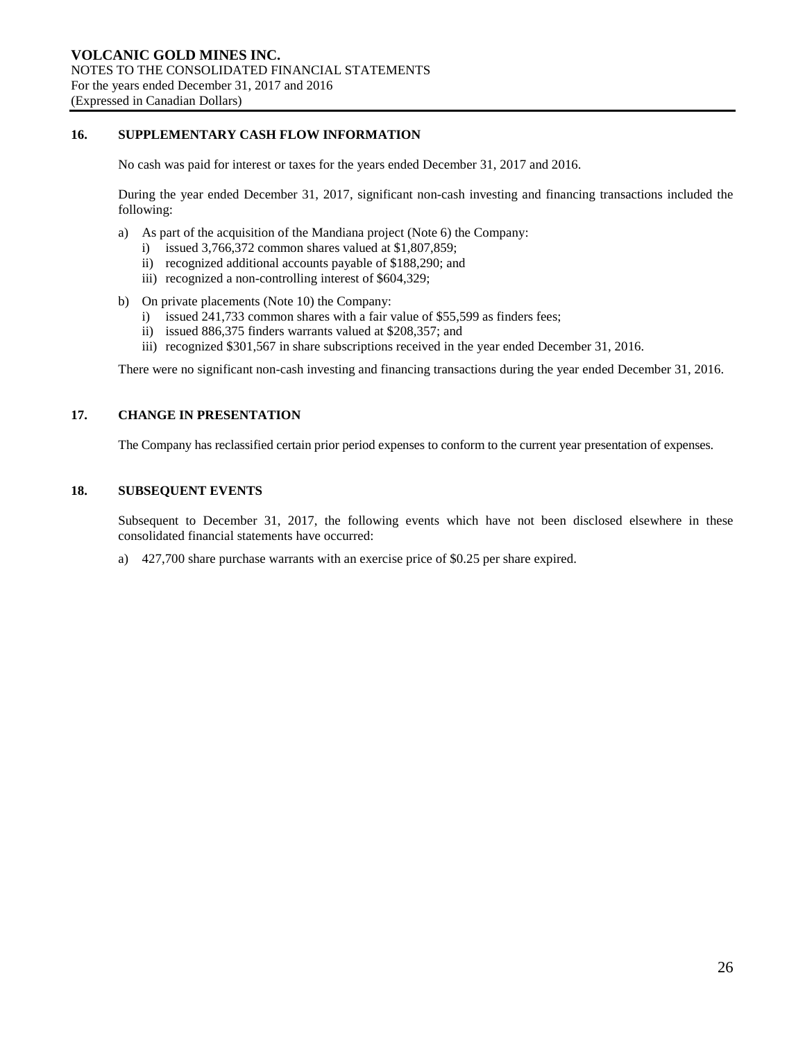## 16. SUPPLEMENTARY CASH FLOW INFORMATION

No cash was paid for interest or taxes for the years ended December 31, 2017 and 2016.

During the year ended December 31, 2017, significant non-cash investing and financing transactions included the following:

a) As part of the acquisition of the Mandiana project (Note 6) the Company:
   i) issued 3,766,372 common shares valued at $1,807,859;
   ii) recognized additional accounts payable of $188,290; and
   iii) recognized a non-controlling interest of $604,329;

b) On private placements (Note 10) the Company:
   i) issued 241,733 common shares with a fair value of $55,599 as finders fees;
   ii) issued 886,375 finders warrants valued at $208,357; and
   iii) recognized $301,567 in share subscriptions received in the year ended December 31, 2016.

There were no significant non-cash investing and financing transactions during the year ended December 31, 2016.

## 17. CHANGE IN PRESENTATION

The Company has reclassified certain prior period expenses to conform to the current year presentation of expenses.

## 18. SUBSEQUENT EVENTS

Subsequent to December 31, 2017, the following events which have not been disclosed elsewhere in these consolidated financial statements have occurred:

a) 427,700 share purchase warrants with an exercise price of $0.25 per share expired.